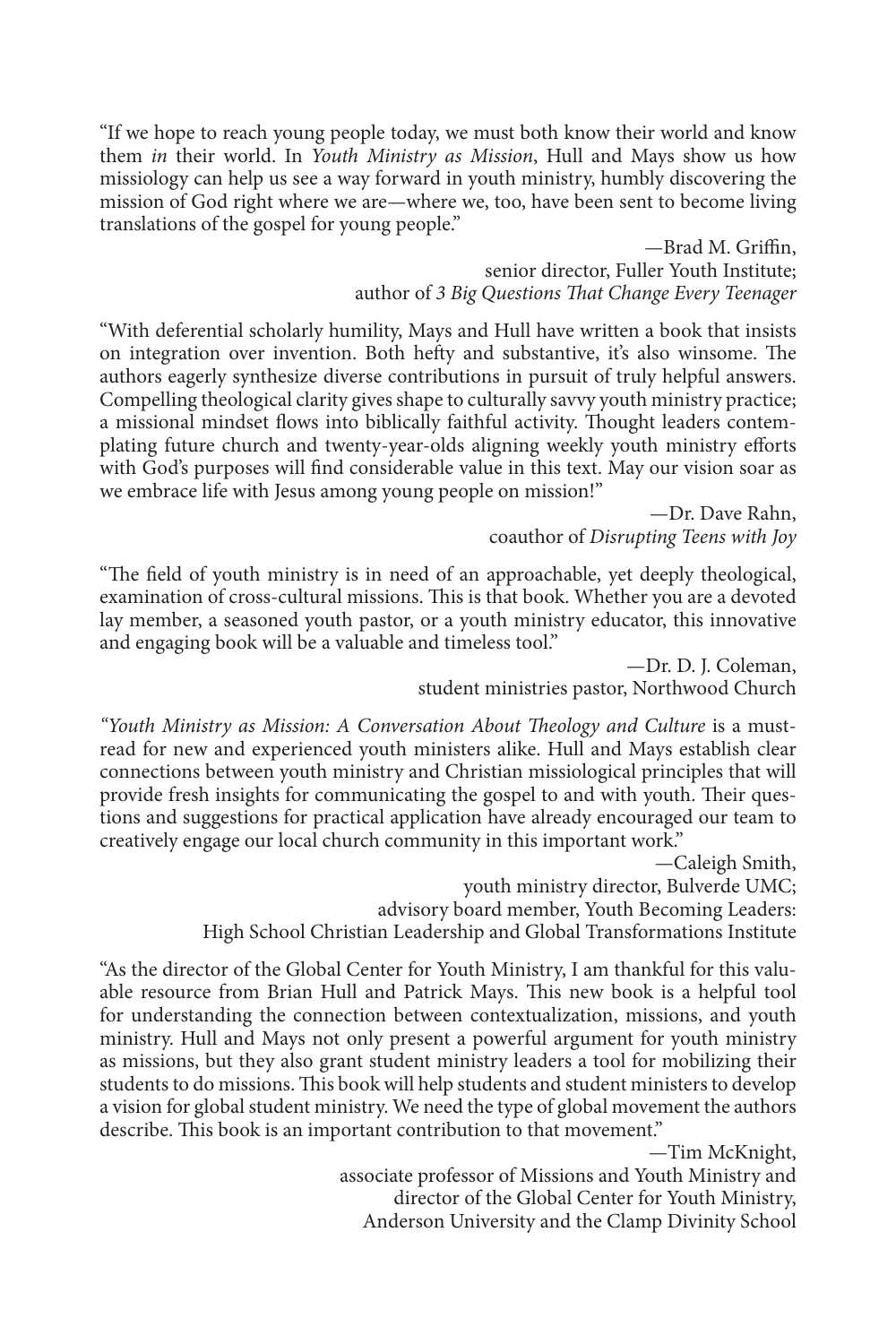"If we hope to reach young people today, we must both know their world and know them *in* their world. In *Youth Ministry as Mission*, Hull and Mays show us how missiology can help us see a way forward in youth ministry, humbly discovering the mission of God right where we are—where we, too, have been sent to become living translations of the gospel for young people."

—Brad M. Griffin,
senior director, Fuller Youth Institute;
author of *3 Big Questions That Change Every Teenager*

"With deferential scholarly humility, Mays and Hull have written a book that insists on integration over invention. Both hefty and substantive, it's also winsome. The authors eagerly synthesize diverse contributions in pursuit of truly helpful answers. Compelling theological clarity gives shape to culturally savvy youth ministry practice; a missional mindset flows into biblically faithful activity. Thought leaders contemplating future church and twenty-year-olds aligning weekly youth ministry efforts with God's purposes will find considerable value in this text. May our vision soar as we embrace life with Jesus among young people on mission!"

—Dr. Dave Rahn,
coauthor of *Disrupting Teens with Joy*

"The field of youth ministry is in need of an approachable, yet deeply theological, examination of cross-cultural missions. This is that book. Whether you are a devoted lay member, a seasoned youth pastor, or a youth ministry educator, this innovative and engaging book will be a valuable and timeless tool."

—Dr. D. J. Coleman,
student ministries pastor, Northwood Church

"*Youth Ministry as Mission: A Conversation About Theology and Culture* is a must-read for new and experienced youth ministers alike. Hull and Mays establish clear connections between youth ministry and Christian missiological principles that will provide fresh insights for communicating the gospel to and with youth. Their questions and suggestions for practical application have already encouraged our team to creatively engage our local church community in this important work."

—Caleigh Smith,
youth ministry director, Bulverde UMC;
advisory board member, Youth Becoming Leaders:
High School Christian Leadership and Global Transformations Institute

"As the director of the Global Center for Youth Ministry, I am thankful for this valuable resource from Brian Hull and Patrick Mays. This new book is a helpful tool for understanding the connection between contextualization, missions, and youth ministry. Hull and Mays not only present a powerful argument for youth ministry as missions, but they also grant student ministry leaders a tool for mobilizing their students to do missions. This book will help students and student ministers to develop a vision for global student ministry. We need the type of global movement the authors describe. This book is an important contribution to that movement."

—Tim McKnight,
associate professor of Missions and Youth Ministry and
director of the Global Center for Youth Ministry,
Anderson University and the Clamp Divinity School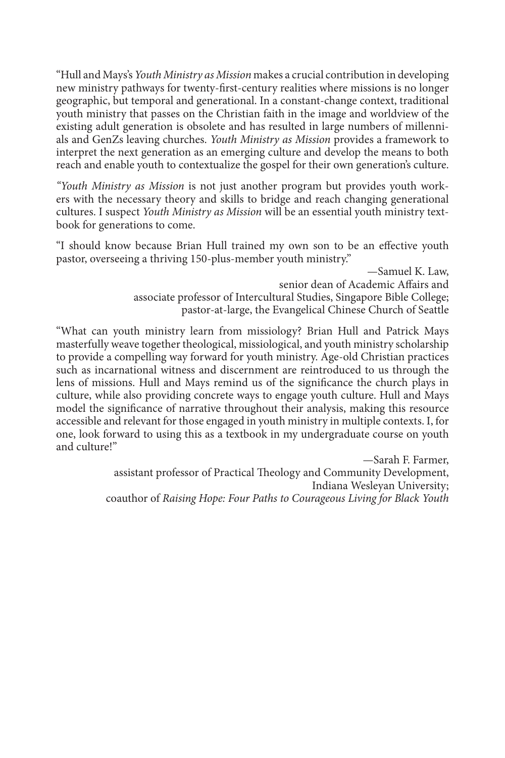"Hull and Mays's *Youth Ministry as Mission* makes a crucial contribution in developing new ministry pathways for twenty-first-century realities where missions is no longer geographic, but temporal and generational. In a constant-change context, traditional youth ministry that passes on the Christian faith in the image and worldview of the existing adult generation is obsolete and has resulted in large numbers of millennials and GenZs leaving churches. *Youth Ministry as Mission* provides a framework to interpret the next generation as an emerging culture and develop the means to both reach and enable youth to contextualize the gospel for their own generation's culture.

"*Youth Ministry as Mission* is not just another program but provides youth workers with the necessary theory and skills to bridge and reach changing generational cultures. I suspect *Youth Ministry as Mission* will be an essential youth ministry textbook for generations to come.

"I should know because Brian Hull trained my own son to be an effective youth pastor, overseeing a thriving 150-plus-member youth ministry."

—Samuel K. Law,
senior dean of Academic Affairs and
associate professor of Intercultural Studies, Singapore Bible College;
pastor-at-large, the Evangelical Chinese Church of Seattle

"What can youth ministry learn from missiology? Brian Hull and Patrick Mays masterfully weave together theological, missiological, and youth ministry scholarship to provide a compelling way forward for youth ministry. Age-old Christian practices such as incarnational witness and discernment are reintroduced to us through the lens of missions. Hull and Mays remind us of the significance the church plays in culture, while also providing concrete ways to engage youth culture. Hull and Mays model the significance of narrative throughout their analysis, making this resource accessible and relevant for those engaged in youth ministry in multiple contexts. I, for one, look forward to using this as a textbook in my undergraduate course on youth and culture!"

—Sarah F. Farmer,
assistant professor of Practical Theology and Community Development,
Indiana Wesleyan University;
coauthor of *Raising Hope: Four Paths to Courageous Living for Black Youth*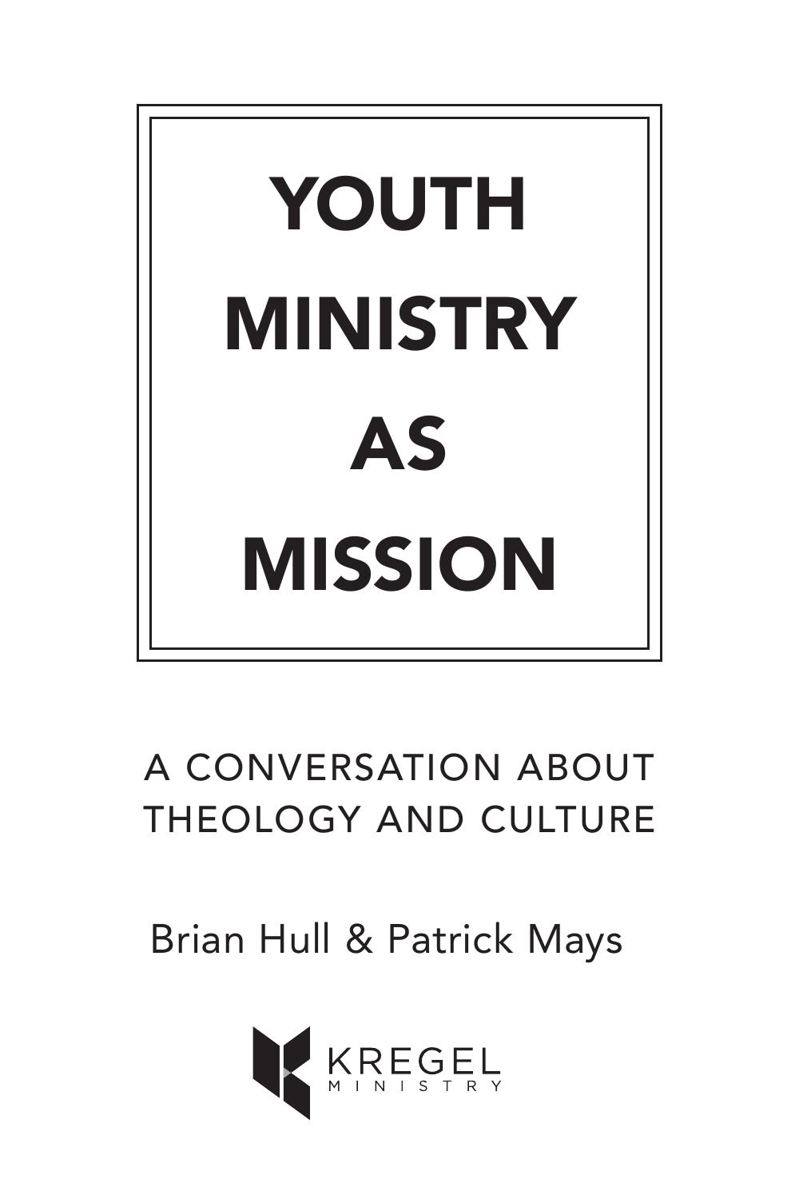# YOUTH MINISTRY AS MISSION

A CONVERSATION ABOUT THEOLOGY AND CULTURE

Brian Hull & Patrick Mays

KREGEL MINISTRY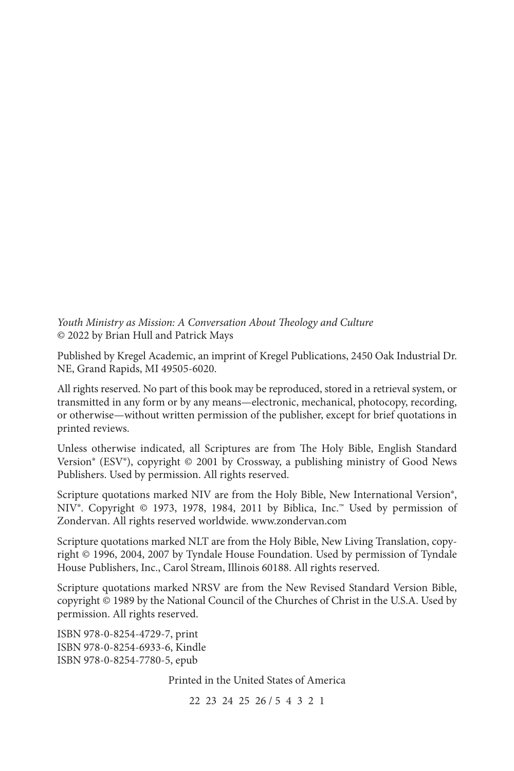*Youth Ministry as Mission: A Conversation About Theology and Culture*
© 2022 by Brian Hull and Patrick Mays

Published by Kregel Academic, an imprint of Kregel Publications, 2450 Oak Industrial Dr. NE, Grand Rapids, MI 49505-6020.

All rights reserved. No part of this book may be reproduced, stored in a retrieval system, or transmitted in any form or by any means—electronic, mechanical, photocopy, recording, or otherwise—without written permission of the publisher, except for brief quotations in printed reviews.

Unless otherwise indicated, all Scriptures are from The Holy Bible, English Standard Version® (ESV®), copyright © 2001 by Crossway, a publishing ministry of Good News Publishers. Used by permission. All rights reserved.

Scripture quotations marked NIV are from the Holy Bible, New International Version®, NIV®. Copyright © 1973, 1978, 1984, 2011 by Biblica, Inc.™ Used by permission of Zondervan. All rights reserved worldwide. www.zondervan.com

Scripture quotations marked NLT are from the Holy Bible, New Living Translation, copyright © 1996, 2004, 2007 by Tyndale House Foundation. Used by permission of Tyndale House Publishers, Inc., Carol Stream, Illinois 60188. All rights reserved.

Scripture quotations marked NRSV are from the New Revised Standard Version Bible, copyright © 1989 by the National Council of the Churches of Christ in the U.S.A. Used by permission. All rights reserved.

ISBN 978-0-8254-4729-7, print
ISBN 978-0-8254-6933-6, Kindle
ISBN 978-0-8254-7780-5, epub

Printed in the United States of America

22 23 24 25 26 / 5 4 3 2 1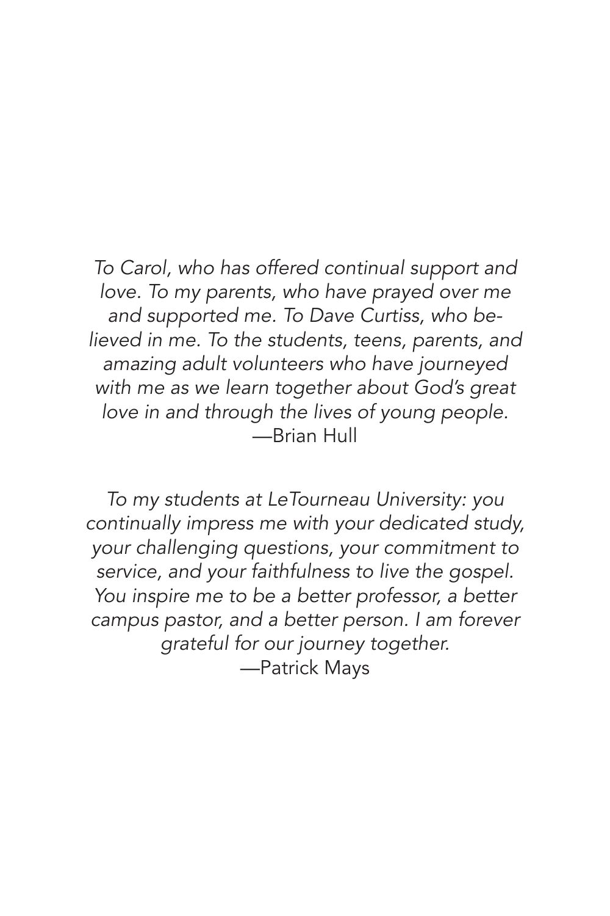*To Carol, who has offered continual support and love. To my parents, who have prayed over me and supported me. To Dave Curtiss, who believed in me. To the students, teens, parents, and amazing adult volunteers who have journeyed with me as we learn together about God's great love in and through the lives of young people.*

—Brian Hull

*To my students at LeTourneau University: you continually impress me with your dedicated study, your challenging questions, your commitment to service, and your faithfulness to live the gospel. You inspire me to be a better professor, a better campus pastor, and a better person. I am forever grateful for our journey together.*

—Patrick Mays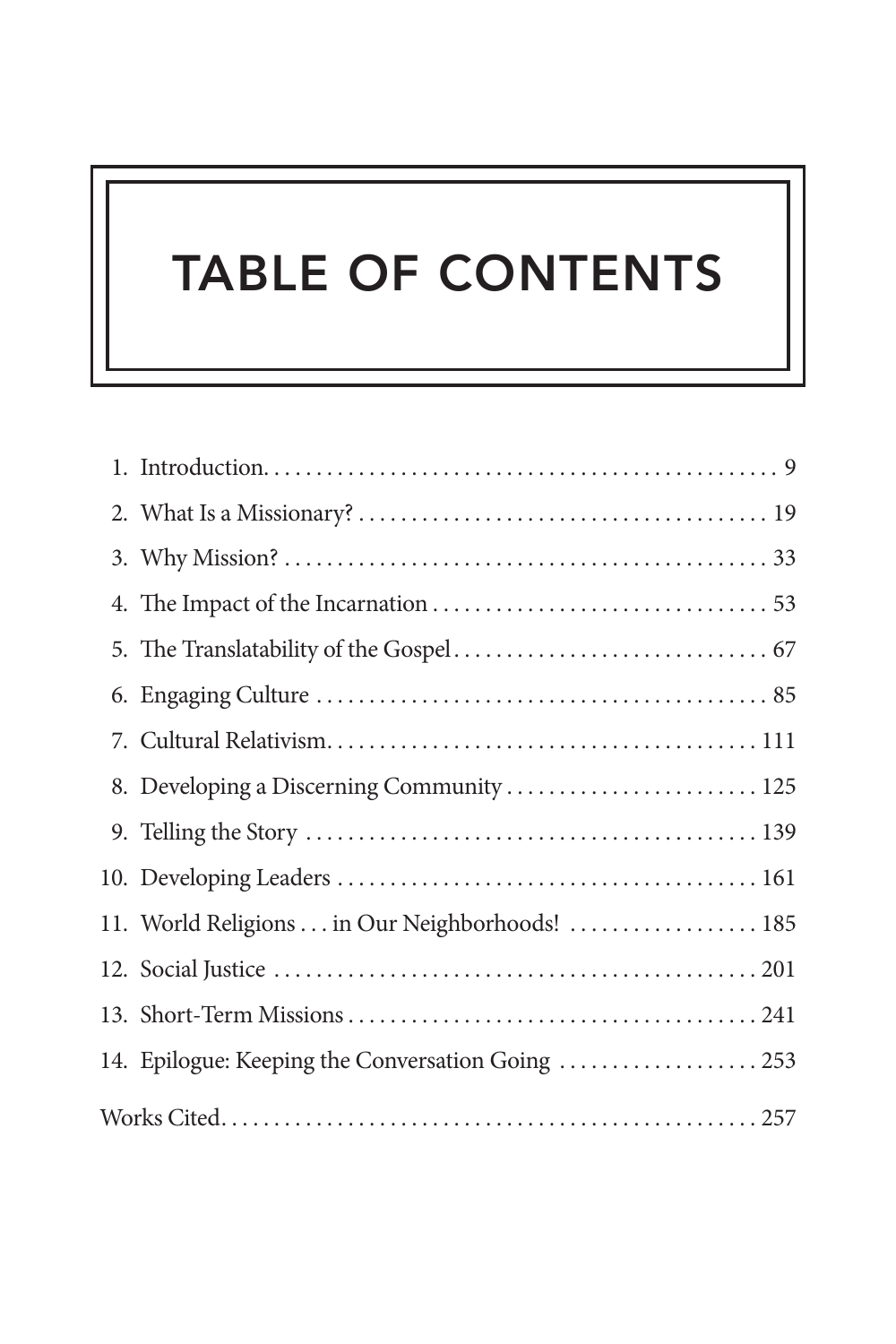# TABLE OF CONTENTS

1. Introduction. . . . . . . . . . . . . . . . . . . . . . . . . . . . . . . . . . . . . . . . . . . . . . . . . 9
2. What Is a Missionary? . . . . . . . . . . . . . . . . . . . . . . . . . . . . . . . . . . . . . . . 19
3. Why Mission? . . . . . . . . . . . . . . . . . . . . . . . . . . . . . . . . . . . . . . . . . . . . . . 33
4. The Impact of the Incarnation . . . . . . . . . . . . . . . . . . . . . . . . . . . . . . . . 53
5. The Translatability of the Gospel . . . . . . . . . . . . . . . . . . . . . . . . . . . . . . 67
6. Engaging Culture . . . . . . . . . . . . . . . . . . . . . . . . . . . . . . . . . . . . . . . . . . . 85
7. Cultural Relativism. . . . . . . . . . . . . . . . . . . . . . . . . . . . . . . . . . . . . . . . . 111
8. Developing a Discerning Community . . . . . . . . . . . . . . . . . . . . . . . . 125
9. Telling the Story . . . . . . . . . . . . . . . . . . . . . . . . . . . . . . . . . . . . . . . . . . 139
10. Developing Leaders . . . . . . . . . . . . . . . . . . . . . . . . . . . . . . . . . . . . . . . . 161
11. World Religions . . . in Our Neighborhoods! . . . . . . . . . . . . . . . . . . 185
12. Social Justice . . . . . . . . . . . . . . . . . . . . . . . . . . . . . . . . . . . . . . . . . . . . . . 201
13. Short-Term Missions . . . . . . . . . . . . . . . . . . . . . . . . . . . . . . . . . . . . . . . 241
14. Epilogue: Keeping the Conversation Going . . . . . . . . . . . . . . . . . . . 253

Works Cited. . . . . . . . . . . . . . . . . . . . . . . . . . . . . . . . . . . . . . . . . . . . . . . . . . . 257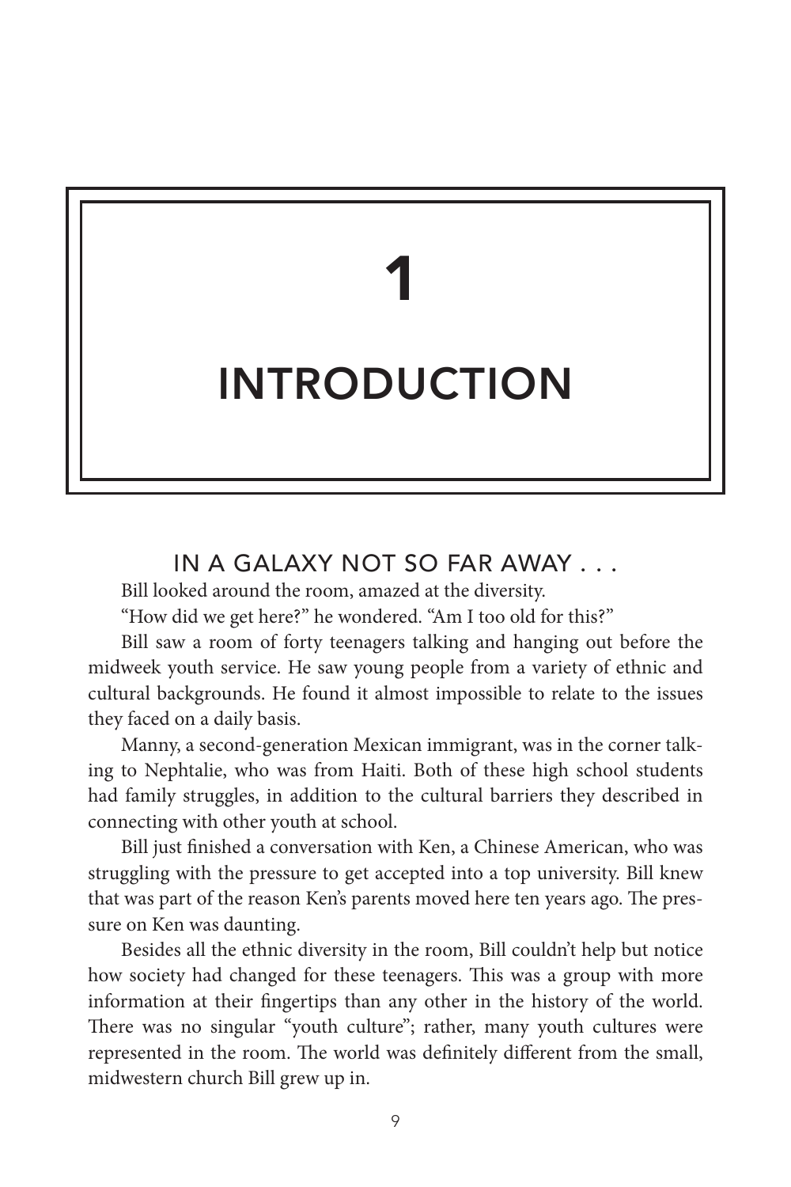# 1

# INTRODUCTION

## IN A GALAXY NOT SO FAR AWAY . . .

Bill looked around the room, amazed at the diversity.

"How did we get here?" he wondered. "Am I too old for this?"

Bill saw a room of forty teenagers talking and hanging out before the midweek youth service. He saw young people from a variety of ethnic and cultural backgrounds. He found it almost impossible to relate to the issues they faced on a daily basis.

Manny, a second-generation Mexican immigrant, was in the corner talking to Nephtalie, who was from Haiti. Both of these high school students had family struggles, in addition to the cultural barriers they described in connecting with other youth at school.

Bill just finished a conversation with Ken, a Chinese American, who was struggling with the pressure to get accepted into a top university. Bill knew that was part of the reason Ken's parents moved here ten years ago. The pressure on Ken was daunting.

Besides all the ethnic diversity in the room, Bill couldn't help but notice how society had changed for these teenagers. This was a group with more information at their fingertips than any other in the history of the world. There was no singular "youth culture"; rather, many youth cultures were represented in the room. The world was definitely different from the small, midwestern church Bill grew up in.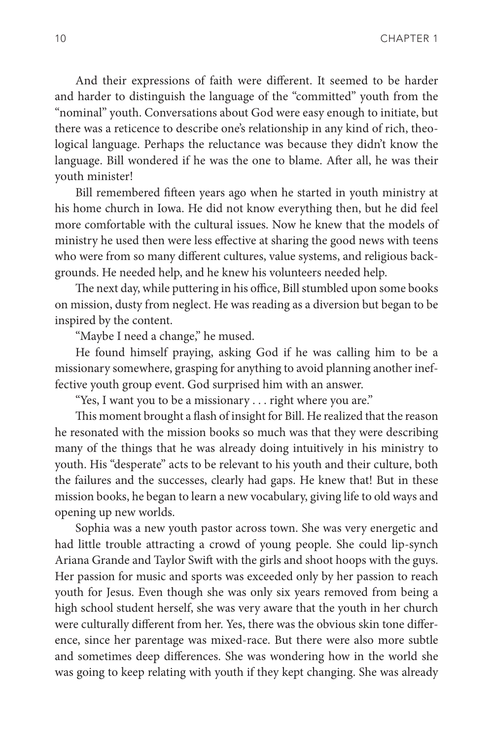And their expressions of faith were different. It seemed to be harder and harder to distinguish the language of the "committed" youth from the "nominal" youth. Conversations about God were easy enough to initiate, but there was a reticence to describe one's relationship in any kind of rich, theological language. Perhaps the reluctance was because they didn't know the language. Bill wondered if he was the one to blame. After all, he was their youth minister!

Bill remembered fifteen years ago when he started in youth ministry at his home church in Iowa. He did not know everything then, but he did feel more comfortable with the cultural issues. Now he knew that the models of ministry he used then were less effective at sharing the good news with teens who were from so many different cultures, value systems, and religious backgrounds. He needed help, and he knew his volunteers needed help.

The next day, while puttering in his office, Bill stumbled upon some books on mission, dusty from neglect. He was reading as a diversion but began to be inspired by the content.

"Maybe I need a change," he mused.

He found himself praying, asking God if he was calling him to be a missionary somewhere, grasping for anything to avoid planning another ineffective youth group event. God surprised him with an answer.

"Yes, I want you to be a missionary . . . right where you are."

This moment brought a flash of insight for Bill. He realized that the reason he resonated with the mission books so much was that they were describing many of the things that he was already doing intuitively in his ministry to youth. His "desperate" acts to be relevant to his youth and their culture, both the failures and the successes, clearly had gaps. He knew that! But in these mission books, he began to learn a new vocabulary, giving life to old ways and opening up new worlds.

Sophia was a new youth pastor across town. She was very energetic and had little trouble attracting a crowd of young people. She could lip-synch Ariana Grande and Taylor Swift with the girls and shoot hoops with the guys. Her passion for music and sports was exceeded only by her passion to reach youth for Jesus. Even though she was only six years removed from being a high school student herself, she was very aware that the youth in her church were culturally different from her. Yes, there was the obvious skin tone difference, since her parentage was mixed-race. But there were also more subtle and sometimes deep differences. She was wondering how in the world she was going to keep relating with youth if they kept changing. She was already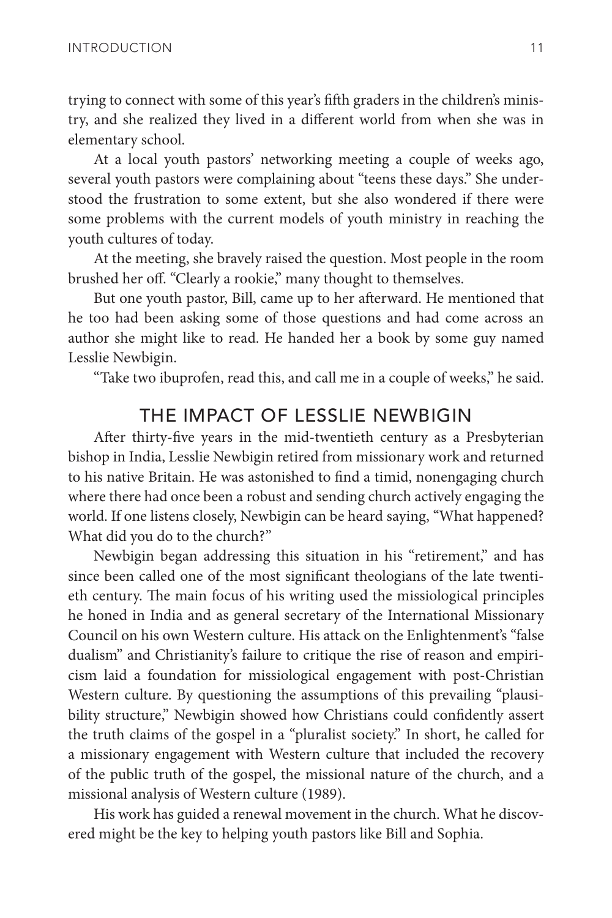trying to connect with some of this year's fifth graders in the children's ministry, and she realized they lived in a different world from when she was in elementary school.

At a local youth pastors' networking meeting a couple of weeks ago, several youth pastors were complaining about "teens these days." She understood the frustration to some extent, but she also wondered if there were some problems with the current models of youth ministry in reaching the youth cultures of today.

At the meeting, she bravely raised the question. Most people in the room brushed her off. "Clearly a rookie," many thought to themselves.

But one youth pastor, Bill, came up to her afterward. He mentioned that he too had been asking some of those questions and had come across an author she might like to read. He handed her a book by some guy named Lesslie Newbigin.

"Take two ibuprofen, read this, and call me in a couple of weeks," he said.

## THE IMPACT OF LESSLIE NEWBIGIN

After thirty-five years in the mid-twentieth century as a Presbyterian bishop in India, Lesslie Newbigin retired from missionary work and returned to his native Britain. He was astonished to find a timid, nonengaging church where there had once been a robust and sending church actively engaging the world. If one listens closely, Newbigin can be heard saying, "What happened? What did you do to the church?"

Newbigin began addressing this situation in his "retirement," and has since been called one of the most significant theologians of the late twentieth century. The main focus of his writing used the missiological principles he honed in India and as general secretary of the International Missionary Council on his own Western culture. His attack on the Enlightenment's "false dualism" and Christianity's failure to critique the rise of reason and empiricism laid a foundation for missiological engagement with post-Christian Western culture. By questioning the assumptions of this prevailing "plausibility structure," Newbigin showed how Christians could confidently assert the truth claims of the gospel in a "pluralist society." In short, he called for a missionary engagement with Western culture that included the recovery of the public truth of the gospel, the missional nature of the church, and a missional analysis of Western culture (1989).

His work has guided a renewal movement in the church. What he discovered might be the key to helping youth pastors like Bill and Sophia.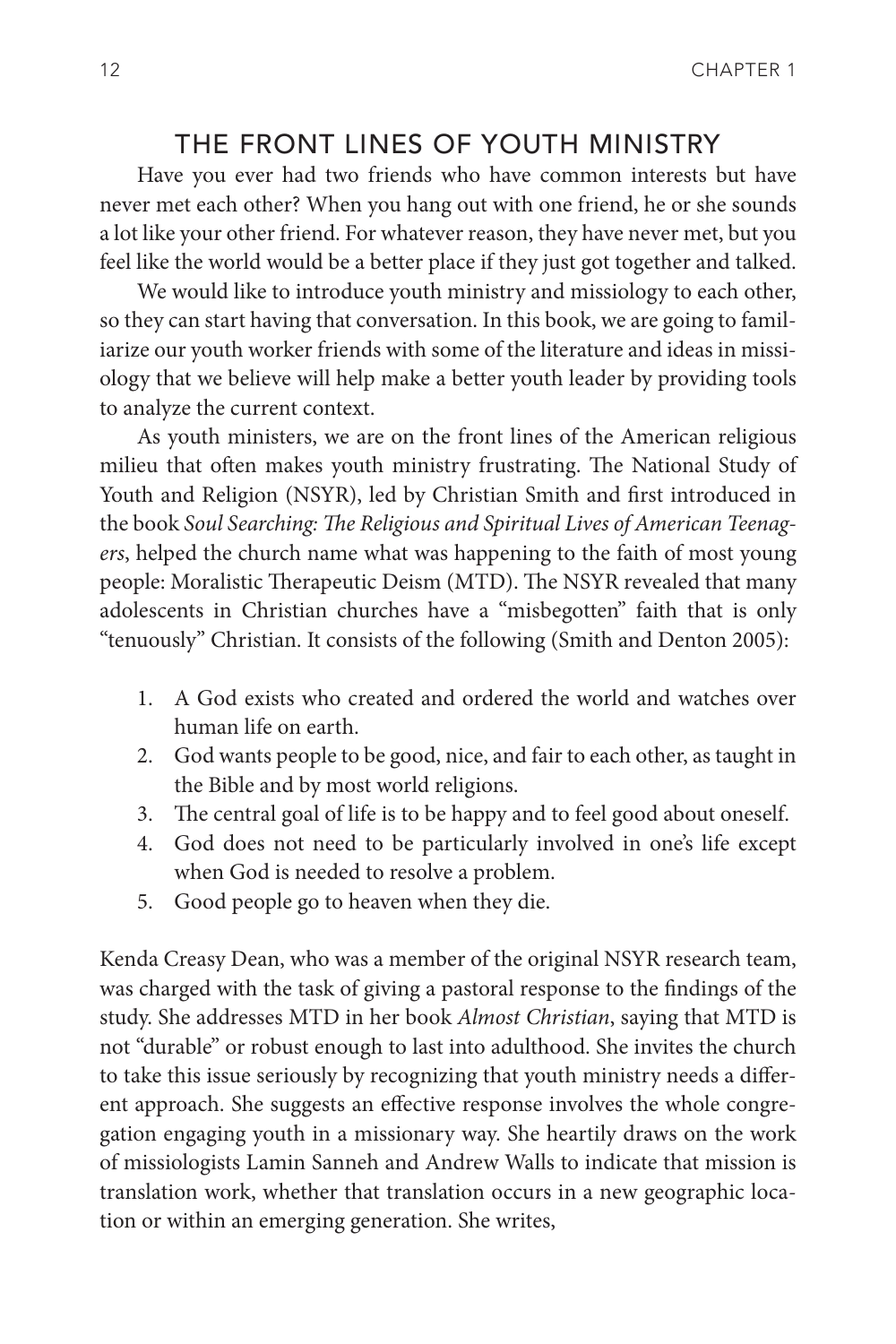## THE FRONT LINES OF YOUTH MINISTRY

Have you ever had two friends who have common interests but have never met each other? When you hang out with one friend, he or she sounds a lot like your other friend. For whatever reason, they have never met, but you feel like the world would be a better place if they just got together and talked.

We would like to introduce youth ministry and missiology to each other, so they can start having that conversation. In this book, we are going to familiarize our youth worker friends with some of the literature and ideas in missiology that we believe will help make a better youth leader by providing tools to analyze the current context.

As youth ministers, we are on the front lines of the American religious milieu that often makes youth ministry frustrating. The National Study of Youth and Religion (NSYR), led by Christian Smith and first introduced in the book *Soul Searching: The Religious and Spiritual Lives of American Teenagers*, helped the church name what was happening to the faith of most young people: Moralistic Therapeutic Deism (MTD). The NSYR revealed that many adolescents in Christian churches have a "misbegotten" faith that is only "tenuously" Christian. It consists of the following (Smith and Denton 2005):

1. A God exists who created and ordered the world and watches over human life on earth.
2. God wants people to be good, nice, and fair to each other, as taught in the Bible and by most world religions.
3. The central goal of life is to be happy and to feel good about oneself.
4. God does not need to be particularly involved in one's life except when God is needed to resolve a problem.
5. Good people go to heaven when they die.

Kenda Creasy Dean, who was a member of the original NSYR research team, was charged with the task of giving a pastoral response to the findings of the study. She addresses MTD in her book *Almost Christian*, saying that MTD is not "durable" or robust enough to last into adulthood. She invites the church to take this issue seriously by recognizing that youth ministry needs a different approach. She suggests an effective response involves the whole congregation engaging youth in a missionary way. She heartily draws on the work of missiologists Lamin Sanneh and Andrew Walls to indicate that mission is translation work, whether that translation occurs in a new geographic location or within an emerging generation. She writes,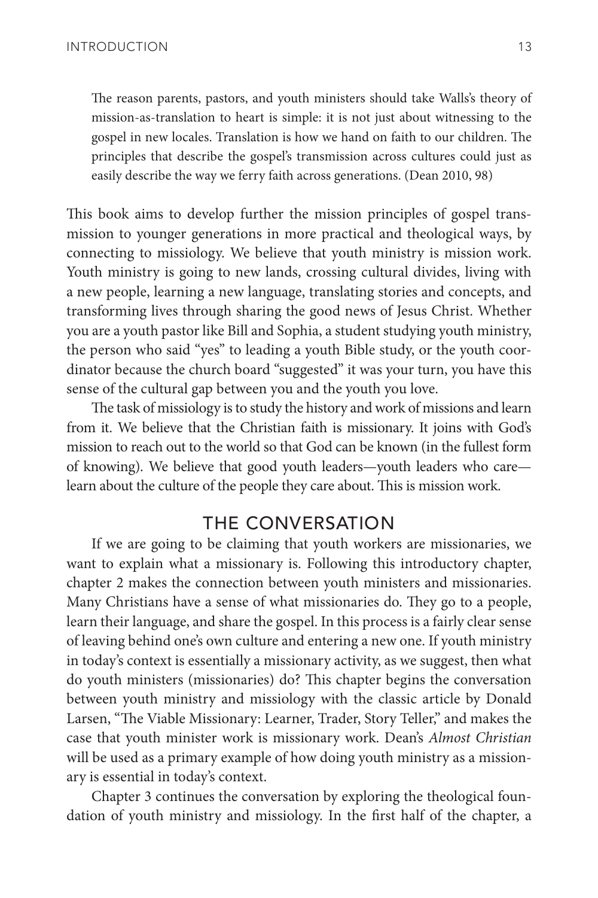> The reason parents, pastors, and youth ministers should take Walls's theory of mission-as-translation to heart is simple: it is not just about witnessing to the gospel in new locales. Translation is how we hand on faith to our children. The principles that describe the gospel's transmission across cultures could just as easily describe the way we ferry faith across generations. (Dean 2010, 98)

This book aims to develop further the mission principles of gospel transmission to younger generations in more practical and theological ways, by connecting to missiology. We believe that youth ministry is mission work. Youth ministry is going to new lands, crossing cultural divides, living with a new people, learning a new language, translating stories and concepts, and transforming lives through sharing the good news of Jesus Christ. Whether you are a youth pastor like Bill and Sophia, a student studying youth ministry, the person who said "yes" to leading a youth Bible study, or the youth coordinator because the church board "suggested" it was your turn, you have this sense of the cultural gap between you and the youth you love.

The task of missiology is to study the history and work of missions and learn from it. We believe that the Christian faith is missionary. It joins with God's mission to reach out to the world so that God can be known (in the fullest form of knowing). We believe that good youth leaders—youth leaders who care—learn about the culture of the people they care about. This is mission work.

## THE CONVERSATION

If we are going to be claiming that youth workers are missionaries, we want to explain what a missionary is. Following this introductory chapter, chapter 2 makes the connection between youth ministers and missionaries. Many Christians have a sense of what missionaries do. They go to a people, learn their language, and share the gospel. In this process is a fairly clear sense of leaving behind one's own culture and entering a new one. If youth ministry in today's context is essentially a missionary activity, as we suggest, then what do youth ministers (missionaries) do? This chapter begins the conversation between youth ministry and missiology with the classic article by Donald Larsen, "The Viable Missionary: Learner, Trader, Story Teller," and makes the case that youth minister work is missionary work. Dean's *Almost Christian* will be used as a primary example of how doing youth ministry as a missionary is essential in today's context.

Chapter 3 continues the conversation by exploring the theological foundation of youth ministry and missiology. In the first half of the chapter, a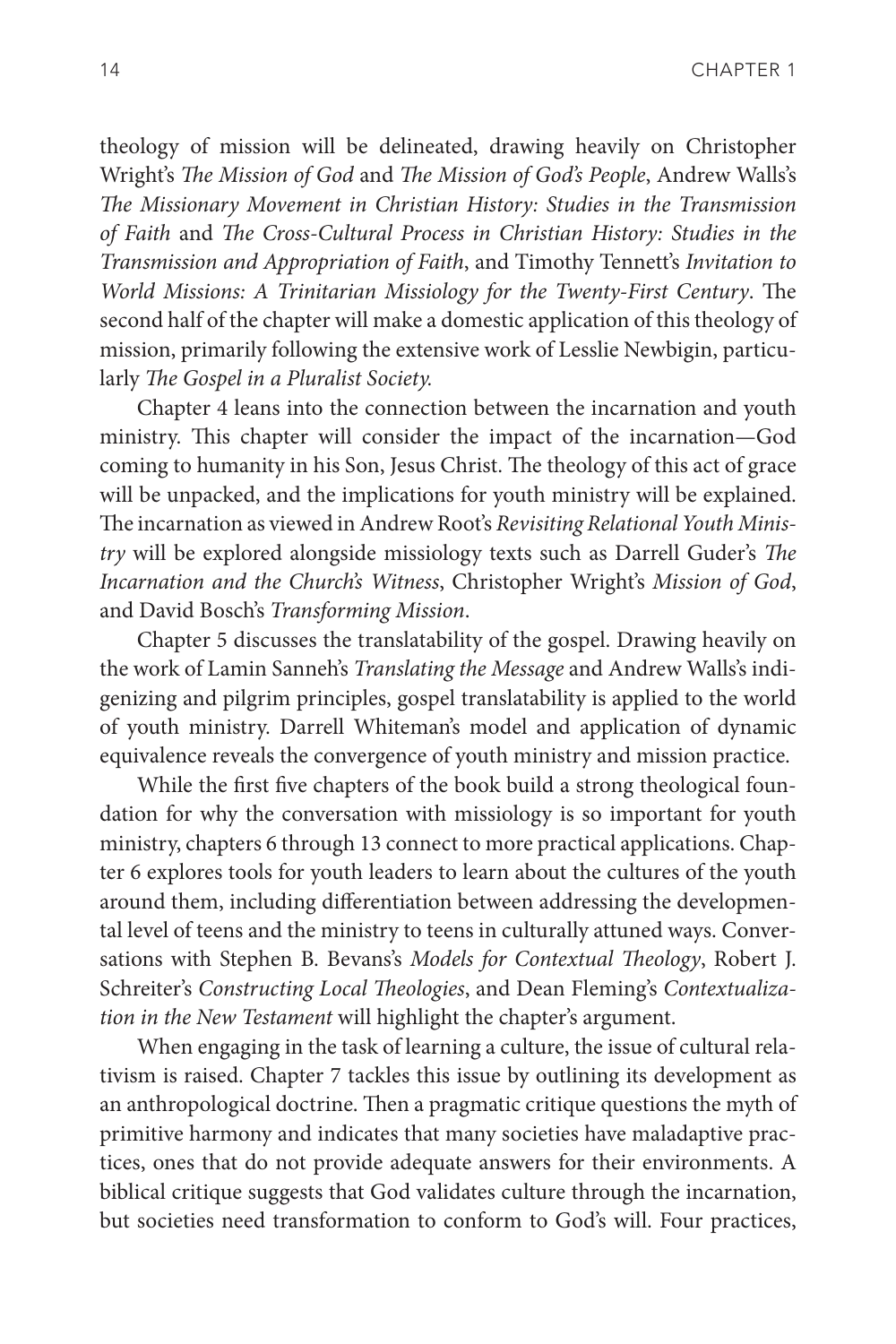theology of mission will be delineated, drawing heavily on Christopher Wright's *The Mission of God* and *The Mission of God's People*, Andrew Walls's *The Missionary Movement in Christian History: Studies in the Transmission of Faith* and *The Cross-Cultural Process in Christian History: Studies in the Transmission and Appropriation of Faith*, and Timothy Tennett's *Invitation to World Missions: A Trinitarian Missiology for the Twenty-First Century*. The second half of the chapter will make a domestic application of this theology of mission, primarily following the extensive work of Lesslie Newbigin, particularly *The Gospel in a Pluralist Society.*

Chapter 4 leans into the connection between the incarnation and youth ministry. This chapter will consider the impact of the incarnation—God coming to humanity in his Son, Jesus Christ. The theology of this act of grace will be unpacked, and the implications for youth ministry will be explained. The incarnation as viewed in Andrew Root's *Revisiting Relational Youth Ministry* will be explored alongside missiology texts such as Darrell Guder's *The Incarnation and the Church's Witness*, Christopher Wright's *Mission of God*, and David Bosch's *Transforming Mission*.

Chapter 5 discusses the translatability of the gospel. Drawing heavily on the work of Lamin Sanneh's *Translating the Message* and Andrew Walls's indigenizing and pilgrim principles, gospel translatability is applied to the world of youth ministry. Darrell Whiteman's model and application of dynamic equivalence reveals the convergence of youth ministry and mission practice.

While the first five chapters of the book build a strong theological foundation for why the conversation with missiology is so important for youth ministry, chapters 6 through 13 connect to more practical applications. Chapter 6 explores tools for youth leaders to learn about the cultures of the youth around them, including differentiation between addressing the developmental level of teens and the ministry to teens in culturally attuned ways. Conversations with Stephen B. Bevans's *Models for Contextual Theology*, Robert J. Schreiter's *Constructing Local Theologies*, and Dean Fleming's *Contextualization in the New Testament* will highlight the chapter's argument.

When engaging in the task of learning a culture, the issue of cultural relativism is raised. Chapter 7 tackles this issue by outlining its development as an anthropological doctrine. Then a pragmatic critique questions the myth of primitive harmony and indicates that many societies have maladaptive practices, ones that do not provide adequate answers for their environments. A biblical critique suggests that God validates culture through the incarnation, but societies need transformation to conform to God's will. Four practices,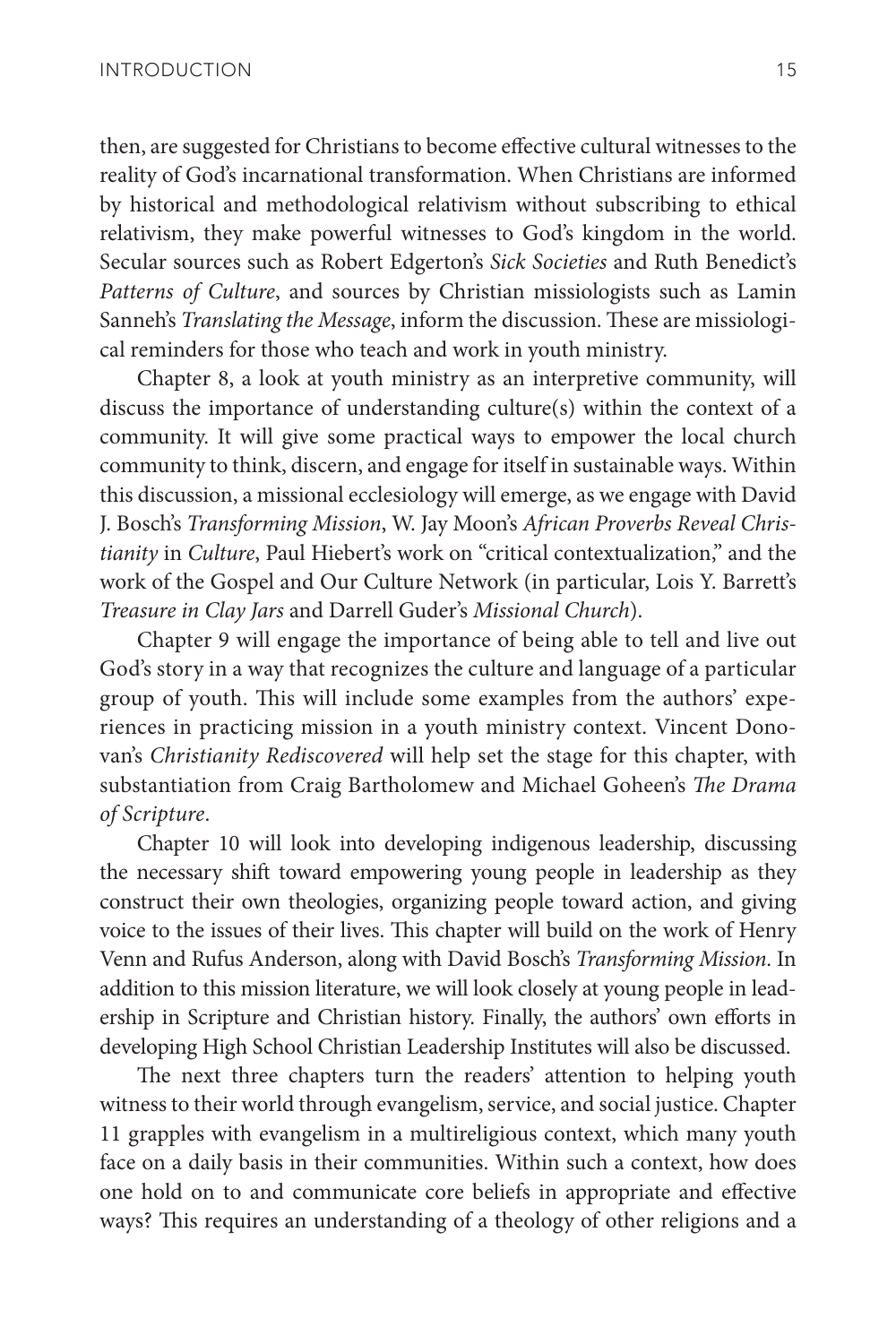then, are suggested for Christians to become effective cultural witnesses to the reality of God's incarnational transformation. When Christians are informed by historical and methodological relativism without subscribing to ethical relativism, they make powerful witnesses to God's kingdom in the world. Secular sources such as Robert Edgerton's *Sick Societies* and Ruth Benedict's *Patterns of Culture*, and sources by Christian missiologists such as Lamin Sanneh's *Translating the Message*, inform the discussion. These are missiological reminders for those who teach and work in youth ministry.

Chapter 8, a look at youth ministry as an interpretive community, will discuss the importance of understanding culture(s) within the context of a community. It will give some practical ways to empower the local church community to think, discern, and engage for itself in sustainable ways. Within this discussion, a missional ecclesiology will emerge, as we engage with David J. Bosch's *Transforming Mission*, W. Jay Moon's *African Proverbs Reveal Christianity* in *Culture*, Paul Hiebert's work on "critical contextualization," and the work of the Gospel and Our Culture Network (in particular, Lois Y. Barrett's *Treasure in Clay Jars* and Darrell Guder's *Missional Church*).

Chapter 9 will engage the importance of being able to tell and live out God's story in a way that recognizes the culture and language of a particular group of youth. This will include some examples from the authors' experiences in practicing mission in a youth ministry context. Vincent Donovan's *Christianity Rediscovered* will help set the stage for this chapter, with substantiation from Craig Bartholomew and Michael Goheen's *The Drama of Scripture*.

Chapter 10 will look into developing indigenous leadership, discussing the necessary shift toward empowering young people in leadership as they construct their own theologies, organizing people toward action, and giving voice to the issues of their lives. This chapter will build on the work of Henry Venn and Rufus Anderson, along with David Bosch's *Transforming Mission*. In addition to this mission literature, we will look closely at young people in leadership in Scripture and Christian history. Finally, the authors' own efforts in developing High School Christian Leadership Institutes will also be discussed.

The next three chapters turn the readers' attention to helping youth witness to their world through evangelism, service, and social justice. Chapter 11 grapples with evangelism in a multireligious context, which many youth face on a daily basis in their communities. Within such a context, how does one hold on to and communicate core beliefs in appropriate and effective ways? This requires an understanding of a theology of other religions and a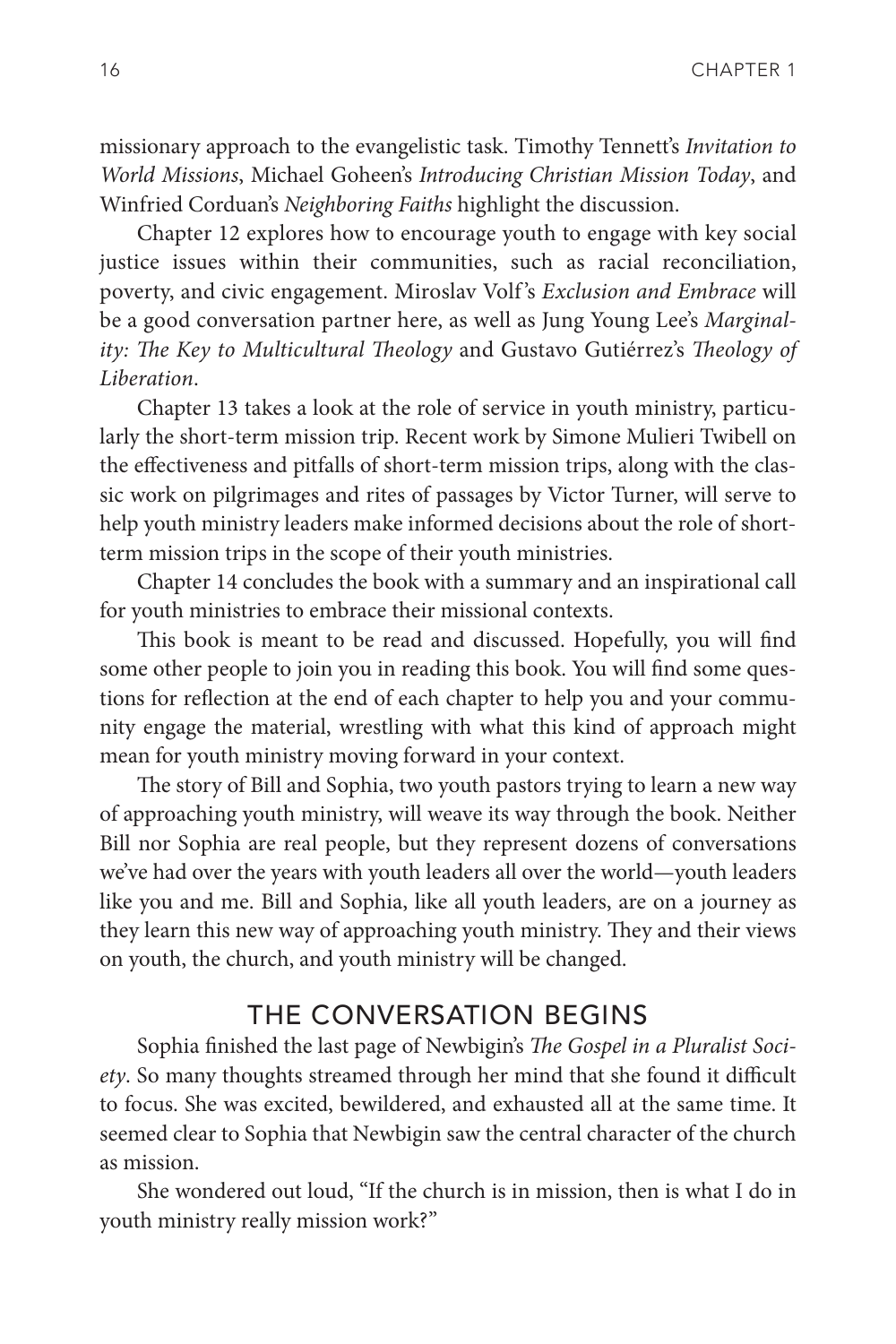missionary approach to the evangelistic task. Timothy Tennett's *Invitation to World Missions*, Michael Goheen's *Introducing Christian Mission Today*, and Winfried Corduan's *Neighboring Faiths* highlight the discussion.

Chapter 12 explores how to encourage youth to engage with key social justice issues within their communities, such as racial reconciliation, poverty, and civic engagement. Miroslav Volf's *Exclusion and Embrace* will be a good conversation partner here, as well as Jung Young Lee's *Marginality: The Key to Multicultural Theology* and Gustavo Gutiérrez's *Theology of Liberation*.

Chapter 13 takes a look at the role of service in youth ministry, particularly the short-term mission trip. Recent work by Simone Mulieri Twibell on the effectiveness and pitfalls of short-term mission trips, along with the classic work on pilgrimages and rites of passages by Victor Turner, will serve to help youth ministry leaders make informed decisions about the role of short-term mission trips in the scope of their youth ministries.

Chapter 14 concludes the book with a summary and an inspirational call for youth ministries to embrace their missional contexts.

This book is meant to be read and discussed. Hopefully, you will find some other people to join you in reading this book. You will find some questions for reflection at the end of each chapter to help you and your community engage the material, wrestling with what this kind of approach might mean for youth ministry moving forward in your context.

The story of Bill and Sophia, two youth pastors trying to learn a new way of approaching youth ministry, will weave its way through the book. Neither Bill nor Sophia are real people, but they represent dozens of conversations we've had over the years with youth leaders all over the world—youth leaders like you and me. Bill and Sophia, like all youth leaders, are on a journey as they learn this new way of approaching youth ministry. They and their views on youth, the church, and youth ministry will be changed.

## THE CONVERSATION BEGINS

Sophia finished the last page of Newbigin's *The Gospel in a Pluralist Society*. So many thoughts streamed through her mind that she found it difficult to focus. She was excited, bewildered, and exhausted all at the same time. It seemed clear to Sophia that Newbigin saw the central character of the church as mission.

She wondered out loud, "If the church is in mission, then is what I do in youth ministry really mission work?"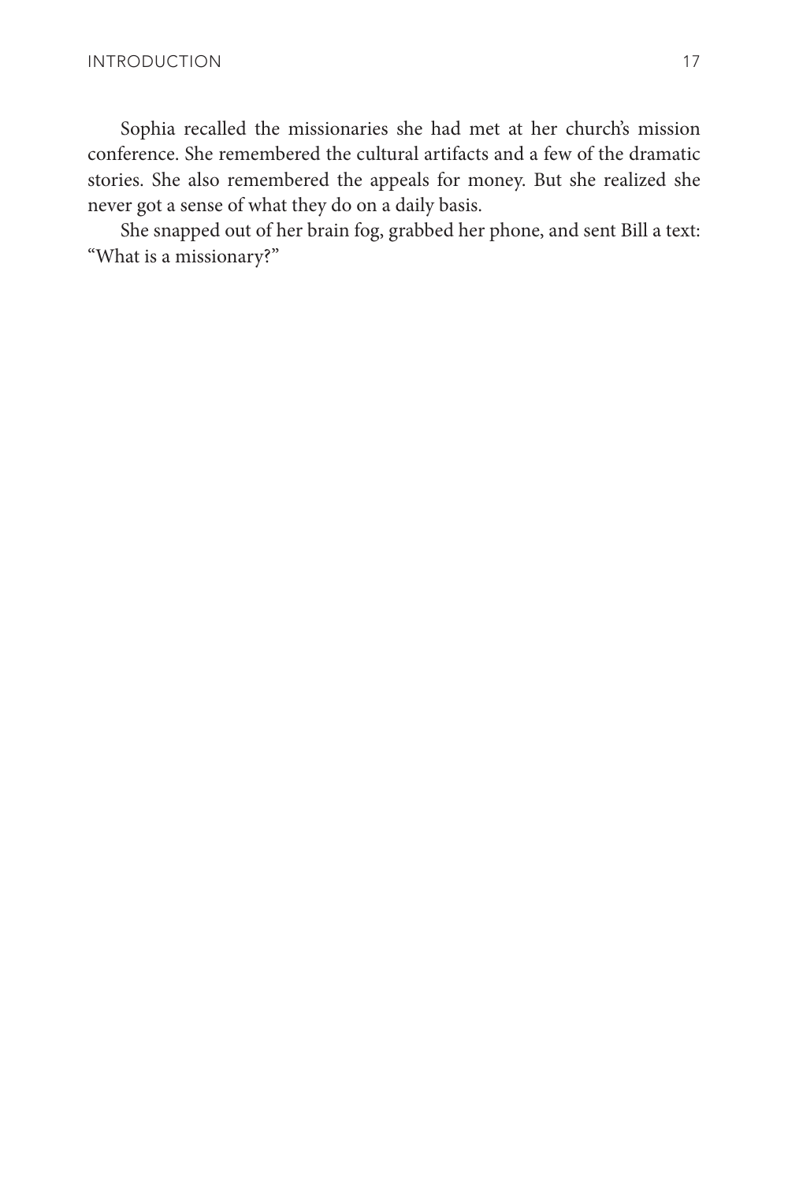Sophia recalled the missionaries she had met at her church's mission conference. She remembered the cultural artifacts and a few of the dramatic stories. She also remembered the appeals for money. But she realized she never got a sense of what they do on a daily basis.

She snapped out of her brain fog, grabbed her phone, and sent Bill a text: "What is a missionary?"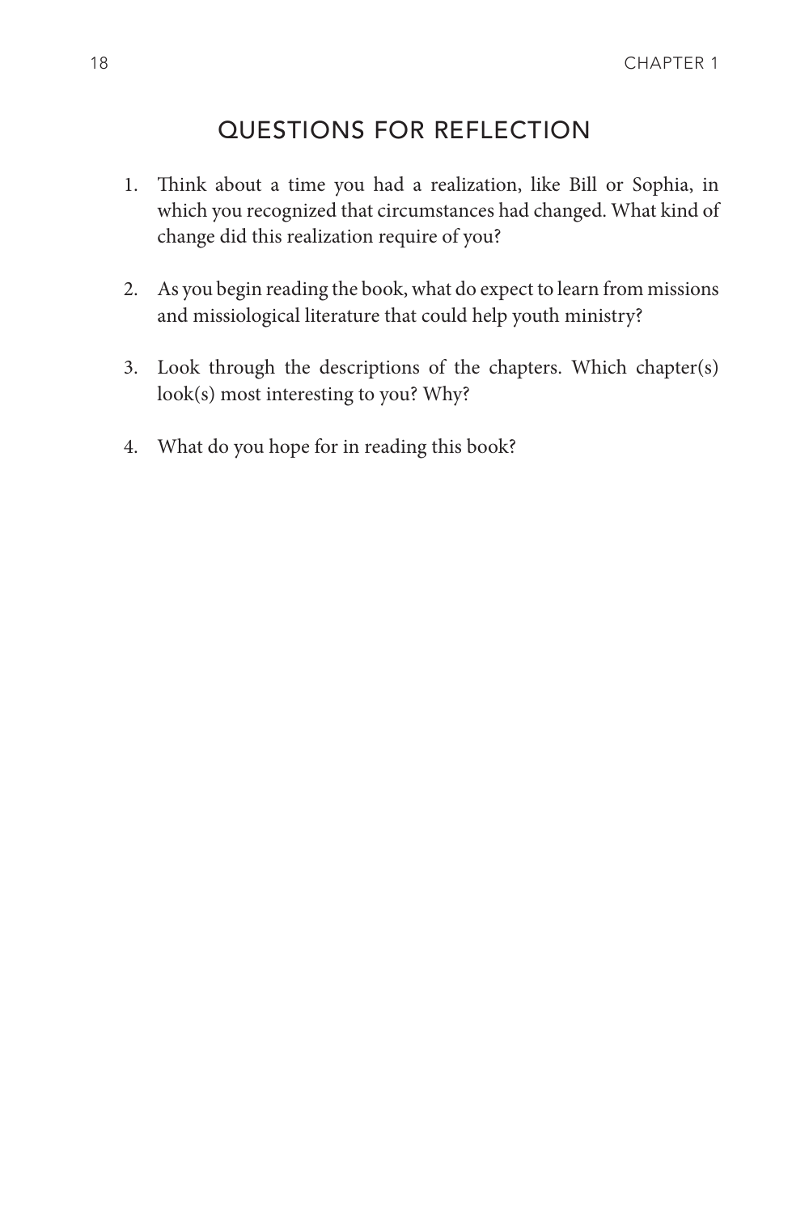## QUESTIONS FOR REFLECTION

1. Think about a time you had a realization, like Bill or Sophia, in which you recognized that circumstances had changed. What kind of change did this realization require of you?

2. As you begin reading the book, what do expect to learn from missions and missiological literature that could help youth ministry?

3. Look through the descriptions of the chapters. Which chapter(s) look(s) most interesting to you? Why?

4. What do you hope for in reading this book?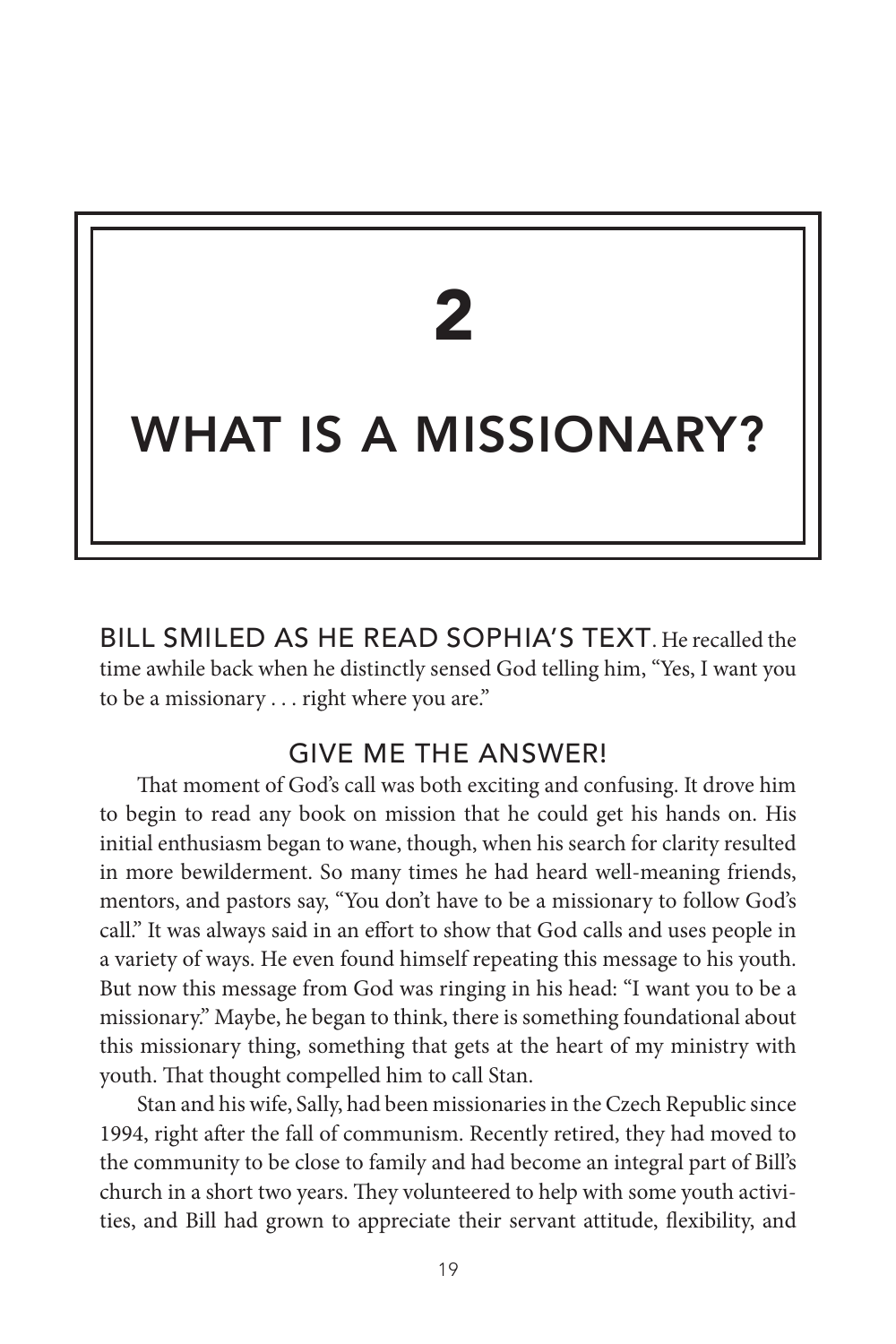# 2

# WHAT IS A MISSIONARY?

BILL SMILED AS HE READ SOPHIA'S TEXT. He recalled the time awhile back when he distinctly sensed God telling him, "Yes, I want you to be a missionary . . . right where you are."

## GIVE ME THE ANSWER!

That moment of God's call was both exciting and confusing. It drove him to begin to read any book on mission that he could get his hands on. His initial enthusiasm began to wane, though, when his search for clarity resulted in more bewilderment. So many times he had heard well-meaning friends, mentors, and pastors say, "You don't have to be a missionary to follow God's call." It was always said in an effort to show that God calls and uses people in a variety of ways. He even found himself repeating this message to his youth. But now this message from God was ringing in his head: "I want you to be a missionary." Maybe, he began to think, there is something foundational about this missionary thing, something that gets at the heart of my ministry with youth. That thought compelled him to call Stan.

Stan and his wife, Sally, had been missionaries in the Czech Republic since 1994, right after the fall of communism. Recently retired, they had moved to the community to be close to family and had become an integral part of Bill's church in a short two years. They volunteered to help with some youth activities, and Bill had grown to appreciate their servant attitude, flexibility, and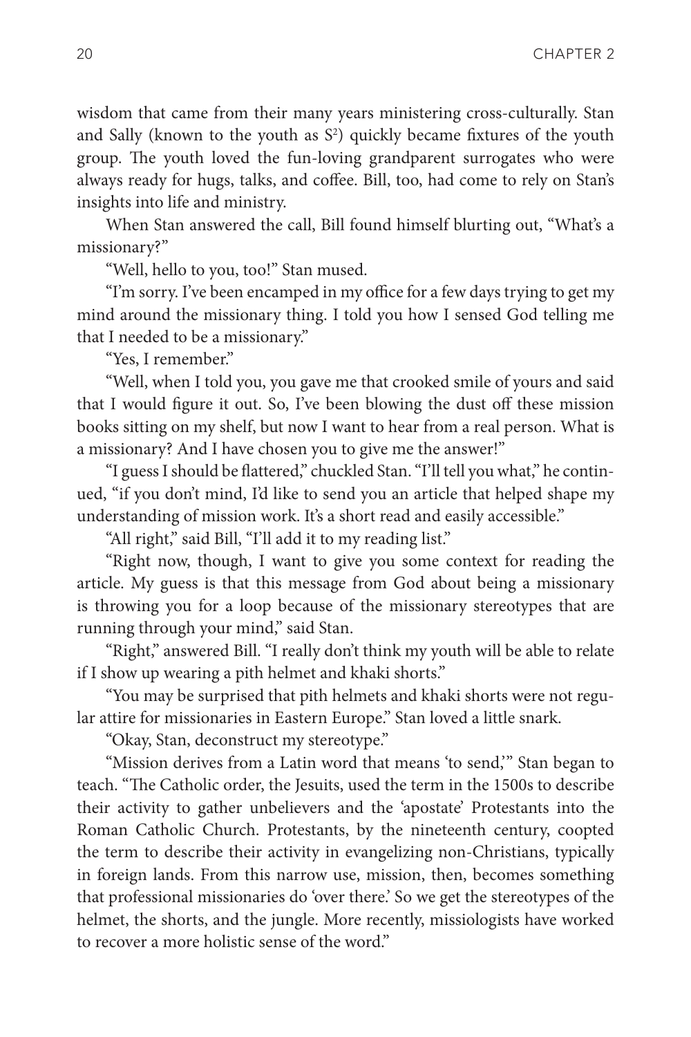wisdom that came from their many years ministering cross-culturally. Stan and Sally (known to the youth as $S^2$) quickly became fixtures of the youth group. The youth loved the fun-loving grandparent surrogates who were always ready for hugs, talks, and coffee. Bill, too, had come to rely on Stan's insights into life and ministry.

When Stan answered the call, Bill found himself blurting out, "What's a missionary?"

"Well, hello to you, too!" Stan mused.

"I'm sorry. I've been encamped in my office for a few days trying to get my mind around the missionary thing. I told you how I sensed God telling me that I needed to be a missionary."

"Yes, I remember."

"Well, when I told you, you gave me that crooked smile of yours and said that I would figure it out. So, I've been blowing the dust off these mission books sitting on my shelf, but now I want to hear from a real person. What is a missionary? And I have chosen you to give me the answer!"

"I guess I should be flattered," chuckled Stan. "I'll tell you what," he continued, "if you don't mind, I'd like to send you an article that helped shape my understanding of mission work. It's a short read and easily accessible."

"All right," said Bill, "I'll add it to my reading list."

"Right now, though, I want to give you some context for reading the article. My guess is that this message from God about being a missionary is throwing you for a loop because of the missionary stereotypes that are running through your mind," said Stan.

"Right," answered Bill. "I really don't think my youth will be able to relate if I show up wearing a pith helmet and khaki shorts."

"You may be surprised that pith helmets and khaki shorts were not regular attire for missionaries in Eastern Europe." Stan loved a little snark.

"Okay, Stan, deconstruct my stereotype."

"Mission derives from a Latin word that means 'to send,'" Stan began to teach. "The Catholic order, the Jesuits, used the term in the 1500s to describe their activity to gather unbelievers and the 'apostate' Protestants into the Roman Catholic Church. Protestants, by the nineteenth century, coopted the term to describe their activity in evangelizing non-Christians, typically in foreign lands. From this narrow use, mission, then, becomes something that professional missionaries do 'over there.' So we get the stereotypes of the helmet, the shorts, and the jungle. More recently, missiologists have worked to recover a more holistic sense of the word."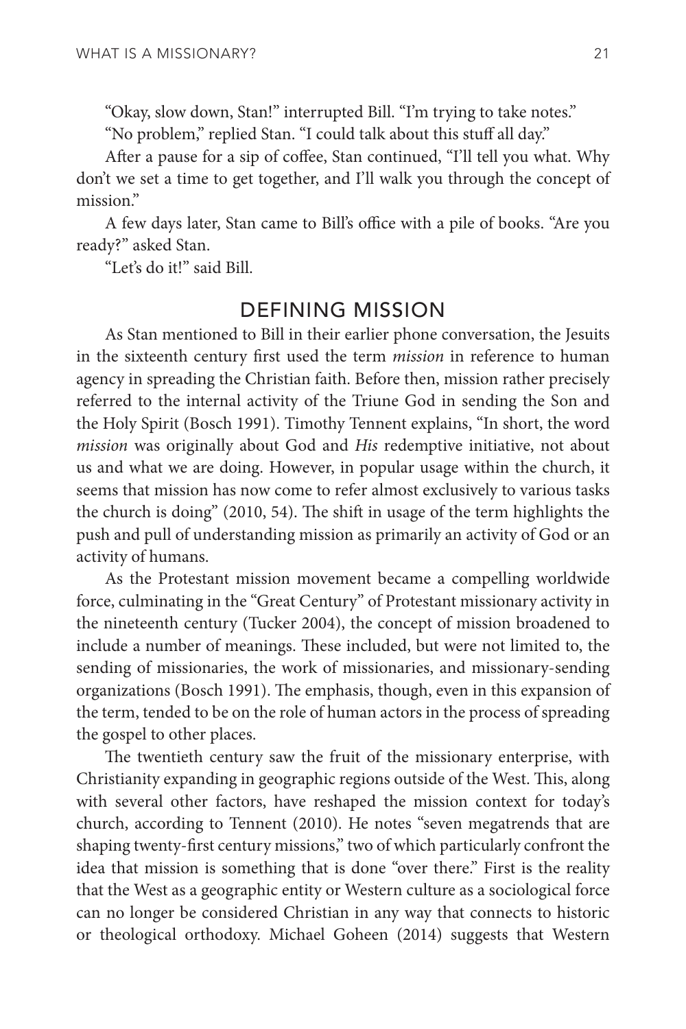"Okay, slow down, Stan!" interrupted Bill. "I'm trying to take notes."

"No problem," replied Stan. "I could talk about this stuff all day."

After a pause for a sip of coffee, Stan continued, "I'll tell you what. Why don't we set a time to get together, and I'll walk you through the concept of mission."

A few days later, Stan came to Bill's office with a pile of books. "Are you ready?" asked Stan.

"Let's do it!" said Bill.

## DEFINING MISSION

As Stan mentioned to Bill in their earlier phone conversation, the Jesuits in the sixteenth century first used the term *mission* in reference to human agency in spreading the Christian faith. Before then, mission rather precisely referred to the internal activity of the Triune God in sending the Son and the Holy Spirit (Bosch 1991). Timothy Tennent explains, "In short, the word *mission* was originally about God and *His* redemptive initiative, not about us and what we are doing. However, in popular usage within the church, it seems that mission has now come to refer almost exclusively to various tasks the church is doing" (2010, 54). The shift in usage of the term highlights the push and pull of understanding mission as primarily an activity of God or an activity of humans.

As the Protestant mission movement became a compelling worldwide force, culminating in the "Great Century" of Protestant missionary activity in the nineteenth century (Tucker 2004), the concept of mission broadened to include a number of meanings. These included, but were not limited to, the sending of missionaries, the work of missionaries, and missionary-sending organizations (Bosch 1991). The emphasis, though, even in this expansion of the term, tended to be on the role of human actors in the process of spreading the gospel to other places.

The twentieth century saw the fruit of the missionary enterprise, with Christianity expanding in geographic regions outside of the West. This, along with several other factors, have reshaped the mission context for today's church, according to Tennent (2010). He notes "seven megatrends that are shaping twenty-first century missions," two of which particularly confront the idea that mission is something that is done "over there." First is the reality that the West as a geographic entity or Western culture as a sociological force can no longer be considered Christian in any way that connects to historic or theological orthodoxy. Michael Goheen (2014) suggests that Western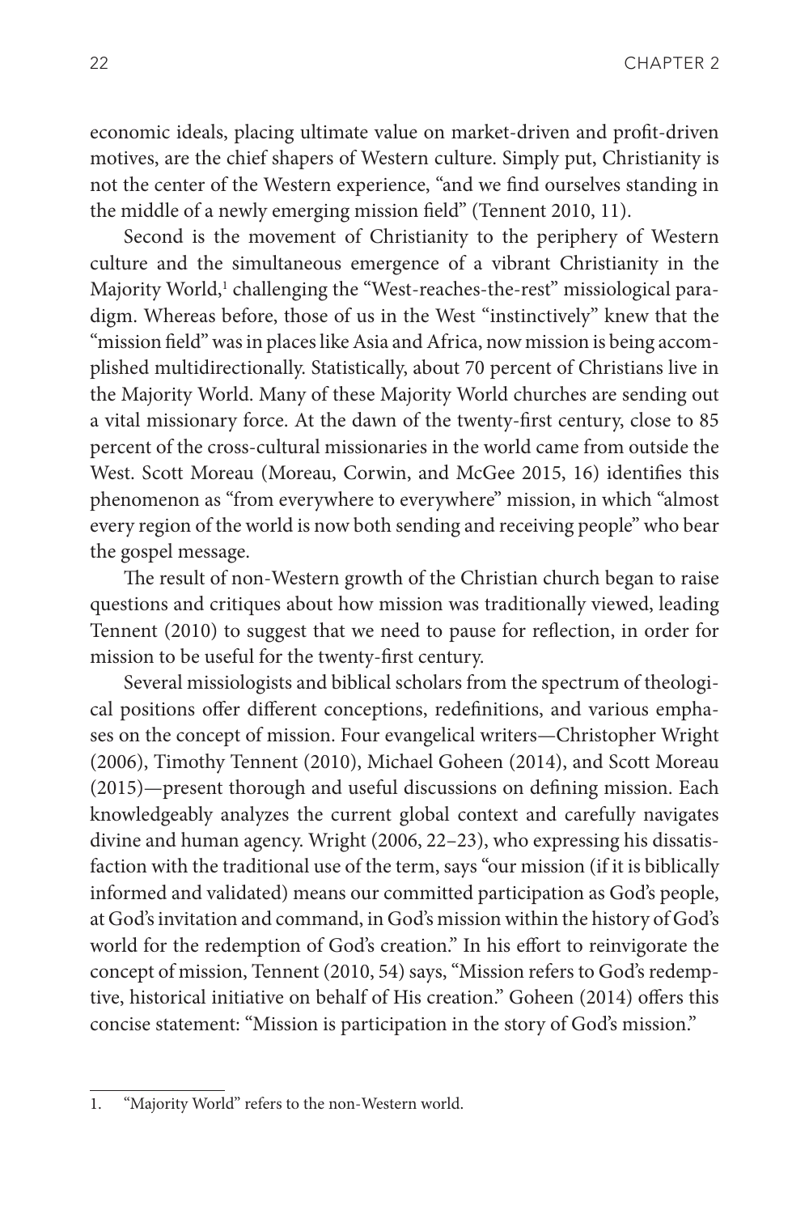economic ideals, placing ultimate value on market-driven and profit-driven motives, are the chief shapers of Western culture. Simply put, Christianity is not the center of the Western experience, "and we find ourselves standing in the middle of a newly emerging mission field" (Tennent 2010, 11).

Second is the movement of Christianity to the periphery of Western culture and the simultaneous emergence of a vibrant Christianity in the Majority World,[1] challenging the "West-reaches-the-rest" missiological paradigm. Whereas before, those of us in the West "instinctively" knew that the "mission field" was in places like Asia and Africa, now mission is being accomplished multidirectionally. Statistically, about 70 percent of Christians live in the Majority World. Many of these Majority World churches are sending out a vital missionary force. At the dawn of the twenty-first century, close to 85 percent of the cross-cultural missionaries in the world came from outside the West. Scott Moreau (Moreau, Corwin, and McGee 2015, 16) identifies this phenomenon as "from everywhere to everywhere" mission, in which "almost every region of the world is now both sending and receiving people" who bear the gospel message.

The result of non-Western growth of the Christian church began to raise questions and critiques about how mission was traditionally viewed, leading Tennent (2010) to suggest that we need to pause for reflection, in order for mission to be useful for the twenty-first century.

Several missiologists and biblical scholars from the spectrum of theological positions offer different conceptions, redefinitions, and various emphases on the concept of mission. Four evangelical writers—Christopher Wright (2006), Timothy Tennent (2010), Michael Goheen (2014), and Scott Moreau (2015)—present thorough and useful discussions on defining mission. Each knowledgeably analyzes the current global context and carefully navigates divine and human agency. Wright (2006, 22–23), who expressing his dissatisfaction with the traditional use of the term, says "our mission (if it is biblically informed and validated) means our committed participation as God's people, at God's invitation and command, in God's mission within the history of God's world for the redemption of God's creation." In his effort to reinvigorate the concept of mission, Tennent (2010, 54) says, "Mission refers to God's redemptive, historical initiative on behalf of His creation." Goheen (2014) offers this concise statement: "Mission is participation in the story of God's mission."

---

1. "Majority World" refers to the non-Western world.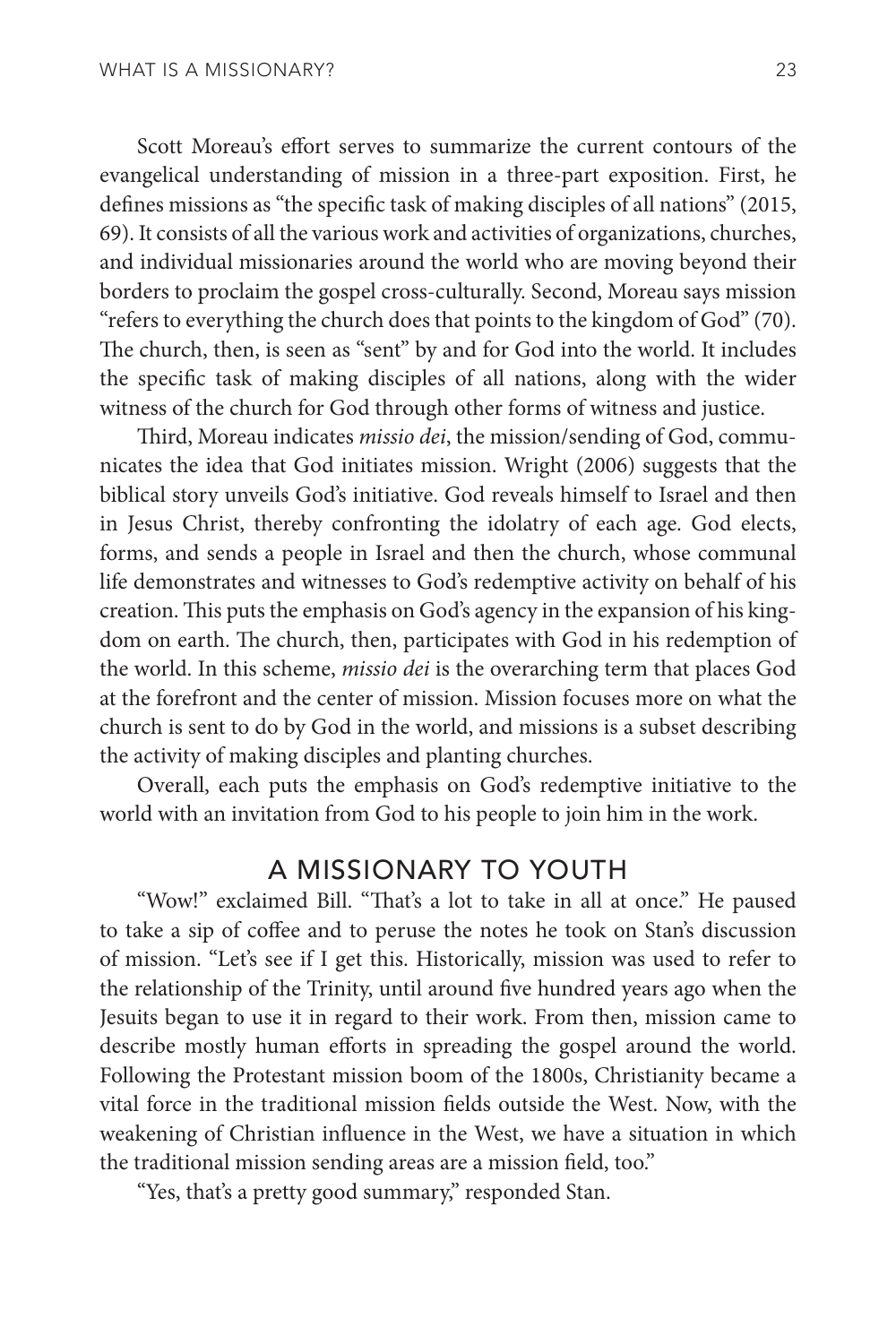Scott Moreau's effort serves to summarize the current contours of the evangelical understanding of mission in a three-part exposition. First, he defines missions as "the specific task of making disciples of all nations" (2015, 69). It consists of all the various work and activities of organizations, churches, and individual missionaries around the world who are moving beyond their borders to proclaim the gospel cross-culturally. Second, Moreau says mission "refers to everything the church does that points to the kingdom of God" (70). The church, then, is seen as "sent" by and for God into the world. It includes the specific task of making disciples of all nations, along with the wider witness of the church for God through other forms of witness and justice.

Third, Moreau indicates *missio dei*, the mission/sending of God, communicates the idea that God initiates mission. Wright (2006) suggests that the biblical story unveils God's initiative. God reveals himself to Israel and then in Jesus Christ, thereby confronting the idolatry of each age. God elects, forms, and sends a people in Israel and then the church, whose communal life demonstrates and witnesses to God's redemptive activity on behalf of his creation. This puts the emphasis on God's agency in the expansion of his kingdom on earth. The church, then, participates with God in his redemption of the world. In this scheme, *missio dei* is the overarching term that places God at the forefront and the center of mission. Mission focuses more on what the church is sent to do by God in the world, and missions is a subset describing the activity of making disciples and planting churches.

Overall, each puts the emphasis on God's redemptive initiative to the world with an invitation from God to his people to join him in the work.

## A MISSIONARY TO YOUTH

"Wow!" exclaimed Bill. "That's a lot to take in all at once." He paused to take a sip of coffee and to peruse the notes he took on Stan's discussion of mission. "Let's see if I get this. Historically, mission was used to refer to the relationship of the Trinity, until around five hundred years ago when the Jesuits began to use it in regard to their work. From then, mission came to describe mostly human efforts in spreading the gospel around the world. Following the Protestant mission boom of the 1800s, Christianity became a vital force in the traditional mission fields outside the West. Now, with the weakening of Christian influence in the West, we have a situation in which the traditional mission sending areas are a mission field, too."

"Yes, that's a pretty good summary," responded Stan.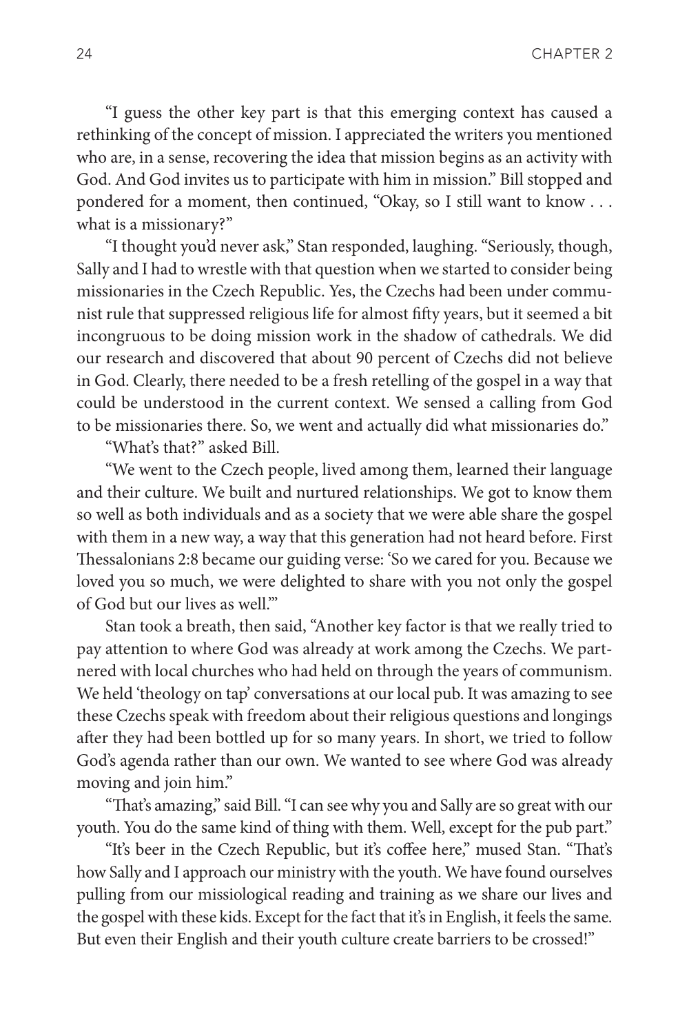"I guess the other key part is that this emerging context has caused a rethinking of the concept of mission. I appreciated the writers you mentioned who are, in a sense, recovering the idea that mission begins as an activity with God. And God invites us to participate with him in mission." Bill stopped and pondered for a moment, then continued, "Okay, so I still want to know . . . what is a missionary?"

"I thought you'd never ask," Stan responded, laughing. "Seriously, though, Sally and I had to wrestle with that question when we started to consider being missionaries in the Czech Republic. Yes, the Czechs had been under communist rule that suppressed religious life for almost fifty years, but it seemed a bit incongruous to be doing mission work in the shadow of cathedrals. We did our research and discovered that about 90 percent of Czechs did not believe in God. Clearly, there needed to be a fresh retelling of the gospel in a way that could be understood in the current context. We sensed a calling from God to be missionaries there. So, we went and actually did what missionaries do."

"What's that?" asked Bill.

"We went to the Czech people, lived among them, learned their language and their culture. We built and nurtured relationships. We got to know them so well as both individuals and as a society that we were able share the gospel with them in a new way, a way that this generation had not heard before. First Thessalonians 2:8 became our guiding verse: 'So we cared for you. Because we loved you so much, we were delighted to share with you not only the gospel of God but our lives as well.'"

Stan took a breath, then said, "Another key factor is that we really tried to pay attention to where God was already at work among the Czechs. We partnered with local churches who had held on through the years of communism. We held 'theology on tap' conversations at our local pub. It was amazing to see these Czechs speak with freedom about their religious questions and longings after they had been bottled up for so many years. In short, we tried to follow God's agenda rather than our own. We wanted to see where God was already moving and join him."

"That's amazing," said Bill. "I can see why you and Sally are so great with our youth. You do the same kind of thing with them. Well, except for the pub part."

"It's beer in the Czech Republic, but it's coffee here," mused Stan. "That's how Sally and I approach our ministry with the youth. We have found ourselves pulling from our missiological reading and training as we share our lives and the gospel with these kids. Except for the fact that it's in English, it feels the same. But even their English and their youth culture create barriers to be crossed!"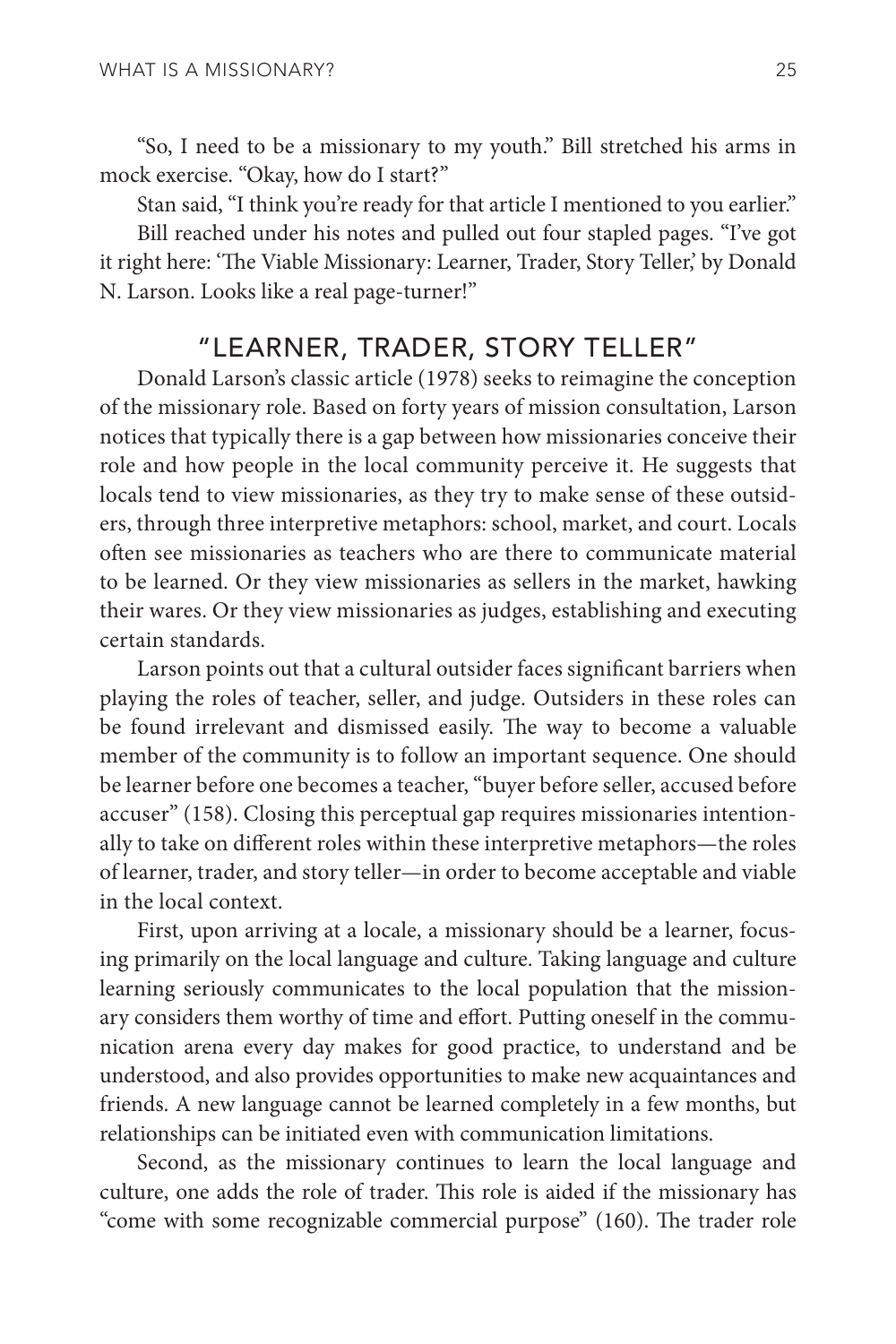"So, I need to be a missionary to my youth." Bill stretched his arms in mock exercise. "Okay, how do I start?"

Stan said, "I think you're ready for that article I mentioned to you earlier."

Bill reached under his notes and pulled out four stapled pages. "I've got it right here: 'The Viable Missionary: Learner, Trader, Story Teller,' by Donald N. Larson. Looks like a real page-turner!"

## "LEARNER, TRADER, STORY TELLER"

Donald Larson's classic article (1978) seeks to reimagine the conception of the missionary role. Based on forty years of mission consultation, Larson notices that typically there is a gap between how missionaries conceive their role and how people in the local community perceive it. He suggests that locals tend to view missionaries, as they try to make sense of these outsiders, through three interpretive metaphors: school, market, and court. Locals often see missionaries as teachers who are there to communicate material to be learned. Or they view missionaries as sellers in the market, hawking their wares. Or they view missionaries as judges, establishing and executing certain standards.

Larson points out that a cultural outsider faces significant barriers when playing the roles of teacher, seller, and judge. Outsiders in these roles can be found irrelevant and dismissed easily. The way to become a valuable member of the community is to follow an important sequence. One should be learner before one becomes a teacher, "buyer before seller, accused before accuser" (158). Closing this perceptual gap requires missionaries intentionally to take on different roles within these interpretive metaphors—the roles of learner, trader, and story teller—in order to become acceptable and viable in the local context.

First, upon arriving at a locale, a missionary should be a learner, focusing primarily on the local language and culture. Taking language and culture learning seriously communicates to the local population that the missionary considers them worthy of time and effort. Putting oneself in the communication arena every day makes for good practice, to understand and be understood, and also provides opportunities to make new acquaintances and friends. A new language cannot be learned completely in a few months, but relationships can be initiated even with communication limitations.

Second, as the missionary continues to learn the local language and culture, one adds the role of trader. This role is aided if the missionary has "come with some recognizable commercial purpose" (160). The trader role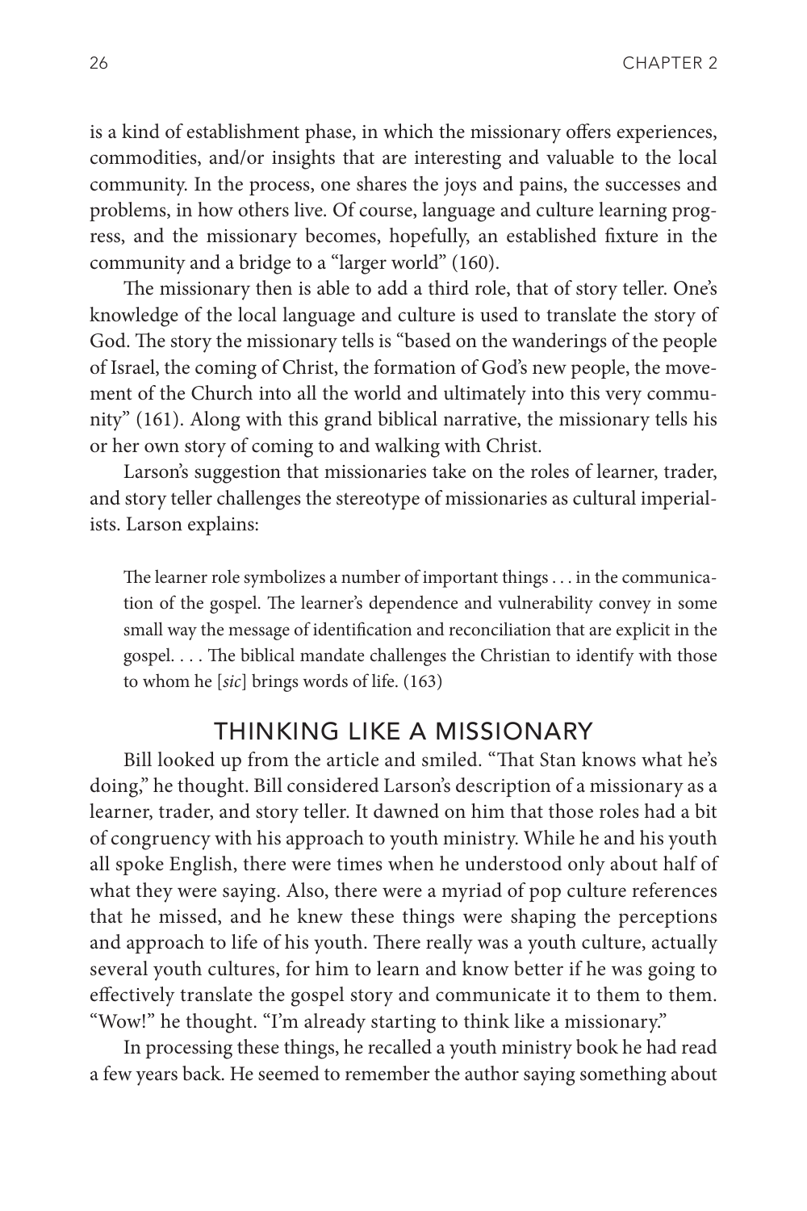is a kind of establishment phase, in which the missionary offers experiences, commodities, and/or insights that are interesting and valuable to the local community. In the process, one shares the joys and pains, the successes and problems, in how others live. Of course, language and culture learning progress, and the missionary becomes, hopefully, an established fixture in the community and a bridge to a "larger world" (160).

The missionary then is able to add a third role, that of story teller. One's knowledge of the local language and culture is used to translate the story of God. The story the missionary tells is "based on the wanderings of the people of Israel, the coming of Christ, the formation of God's new people, the movement of the Church into all the world and ultimately into this very community" (161). Along with this grand biblical narrative, the missionary tells his or her own story of coming to and walking with Christ.

Larson's suggestion that missionaries take on the roles of learner, trader, and story teller challenges the stereotype of missionaries as cultural imperialists. Larson explains:

> The learner role symbolizes a number of important things . . . in the communication of the gospel. The learner's dependence and vulnerability convey in some small way the message of identification and reconciliation that are explicit in the gospel. . . . The biblical mandate challenges the Christian to identify with those to whom he [*sic*] brings words of life. (163)

## THINKING LIKE A MISSIONARY

Bill looked up from the article and smiled. "That Stan knows what he's doing," he thought. Bill considered Larson's description of a missionary as a learner, trader, and story teller. It dawned on him that those roles had a bit of congruency with his approach to youth ministry. While he and his youth all spoke English, there were times when he understood only about half of what they were saying. Also, there were a myriad of pop culture references that he missed, and he knew these things were shaping the perceptions and approach to life of his youth. There really was a youth culture, actually several youth cultures, for him to learn and know better if he was going to effectively translate the gospel story and communicate it to them to them. "Wow!" he thought. "I'm already starting to think like a missionary."

In processing these things, he recalled a youth ministry book he had read a few years back. He seemed to remember the author saying something about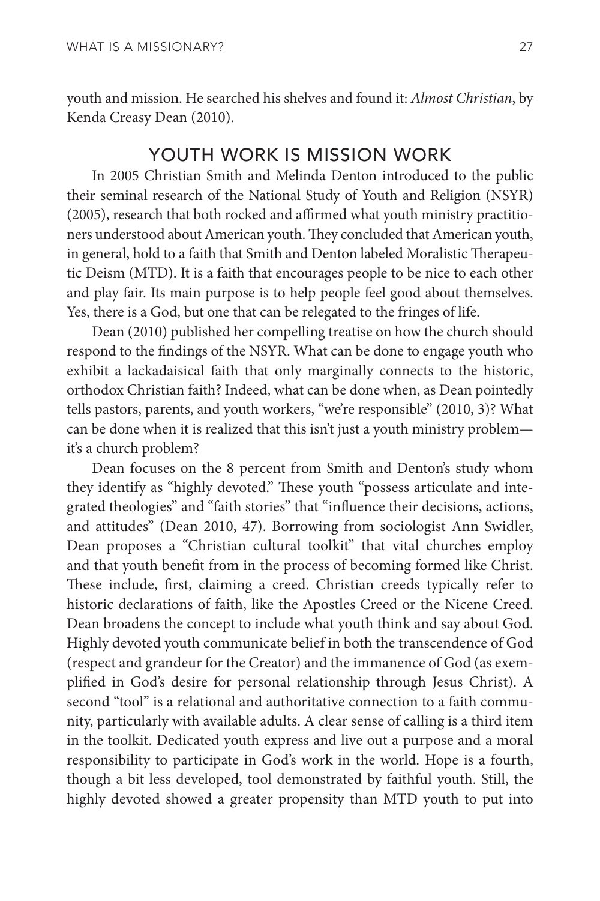youth and mission. He searched his shelves and found it: *Almost Christian*, by Kenda Creasy Dean (2010).

## YOUTH WORK IS MISSION WORK

In 2005 Christian Smith and Melinda Denton introduced to the public their seminal research of the National Study of Youth and Religion (NSYR) (2005), research that both rocked and affirmed what youth ministry practitioners understood about American youth. They concluded that American youth, in general, hold to a faith that Smith and Denton labeled Moralistic Therapeutic Deism (MTD). It is a faith that encourages people to be nice to each other and play fair. Its main purpose is to help people feel good about themselves. Yes, there is a God, but one that can be relegated to the fringes of life.

Dean (2010) published her compelling treatise on how the church should respond to the findings of the NSYR. What can be done to engage youth who exhibit a lackadaisical faith that only marginally connects to the historic, orthodox Christian faith? Indeed, what can be done when, as Dean pointedly tells pastors, parents, and youth workers, "we're responsible" (2010, 3)? What can be done when it is realized that this isn't just a youth ministry problem—it's a church problem?

Dean focuses on the 8 percent from Smith and Denton's study whom they identify as "highly devoted." These youth "possess articulate and integrated theologies" and "faith stories" that "influence their decisions, actions, and attitudes" (Dean 2010, 47). Borrowing from sociologist Ann Swidler, Dean proposes a "Christian cultural toolkit" that vital churches employ and that youth benefit from in the process of becoming formed like Christ. These include, first, claiming a creed. Christian creeds typically refer to historic declarations of faith, like the Apostles Creed or the Nicene Creed. Dean broadens the concept to include what youth think and say about God. Highly devoted youth communicate belief in both the transcendence of God (respect and grandeur for the Creator) and the immanence of God (as exemplified in God's desire for personal relationship through Jesus Christ). A second "tool" is a relational and authoritative connection to a faith community, particularly with available adults. A clear sense of calling is a third item in the toolkit. Dedicated youth express and live out a purpose and a moral responsibility to participate in God's work in the world. Hope is a fourth, though a bit less developed, tool demonstrated by faithful youth. Still, the highly devoted showed a greater propensity than MTD youth to put into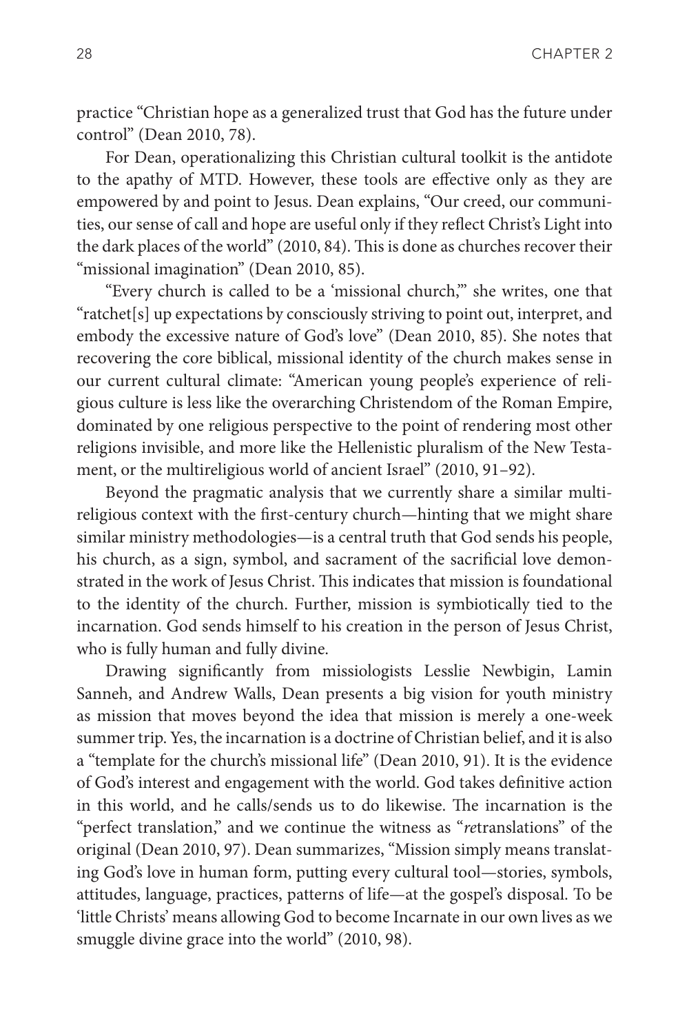practice "Christian hope as a generalized trust that God has the future under control" (Dean 2010, 78).

For Dean, operationalizing this Christian cultural toolkit is the antidote to the apathy of MTD. However, these tools are effective only as they are empowered by and point to Jesus. Dean explains, "Our creed, our communities, our sense of call and hope are useful only if they reflect Christ's Light into the dark places of the world" (2010, 84). This is done as churches recover their "missional imagination" (Dean 2010, 85).

"Every church is called to be a 'missional church,'" she writes, one that "ratchet[s] up expectations by consciously striving to point out, interpret, and embody the excessive nature of God's love" (Dean 2010, 85). She notes that recovering the core biblical, missional identity of the church makes sense in our current cultural climate: "American young people's experience of religious culture is less like the overarching Christendom of the Roman Empire, dominated by one religious perspective to the point of rendering most other religions invisible, and more like the Hellenistic pluralism of the New Testament, or the multireligious world of ancient Israel" (2010, 91–92).

Beyond the pragmatic analysis that we currently share a similar multireligious context with the first-century church—hinting that we might share similar ministry methodologies—is a central truth that God sends his people, his church, as a sign, symbol, and sacrament of the sacrificial love demonstrated in the work of Jesus Christ. This indicates that mission is foundational to the identity of the church. Further, mission is symbiotically tied to the incarnation. God sends himself to his creation in the person of Jesus Christ, who is fully human and fully divine.

Drawing significantly from missiologists Lesslie Newbigin, Lamin Sanneh, and Andrew Walls, Dean presents a big vision for youth ministry as mission that moves beyond the idea that mission is merely a one-week summer trip. Yes, the incarnation is a doctrine of Christian belief, and it is also a "template for the church's missional life" (Dean 2010, 91). It is the evidence of God's interest and engagement with the world. God takes definitive action in this world, and he calls/sends us to do likewise. The incarnation is the "perfect translation," and we continue the witness as "*re*translations" of the original (Dean 2010, 97). Dean summarizes, "Mission simply means translating God's love in human form, putting every cultural tool—stories, symbols, attitudes, language, practices, patterns of life—at the gospel's disposal. To be 'little Christs' means allowing God to become Incarnate in our own lives as we smuggle divine grace into the world" (2010, 98).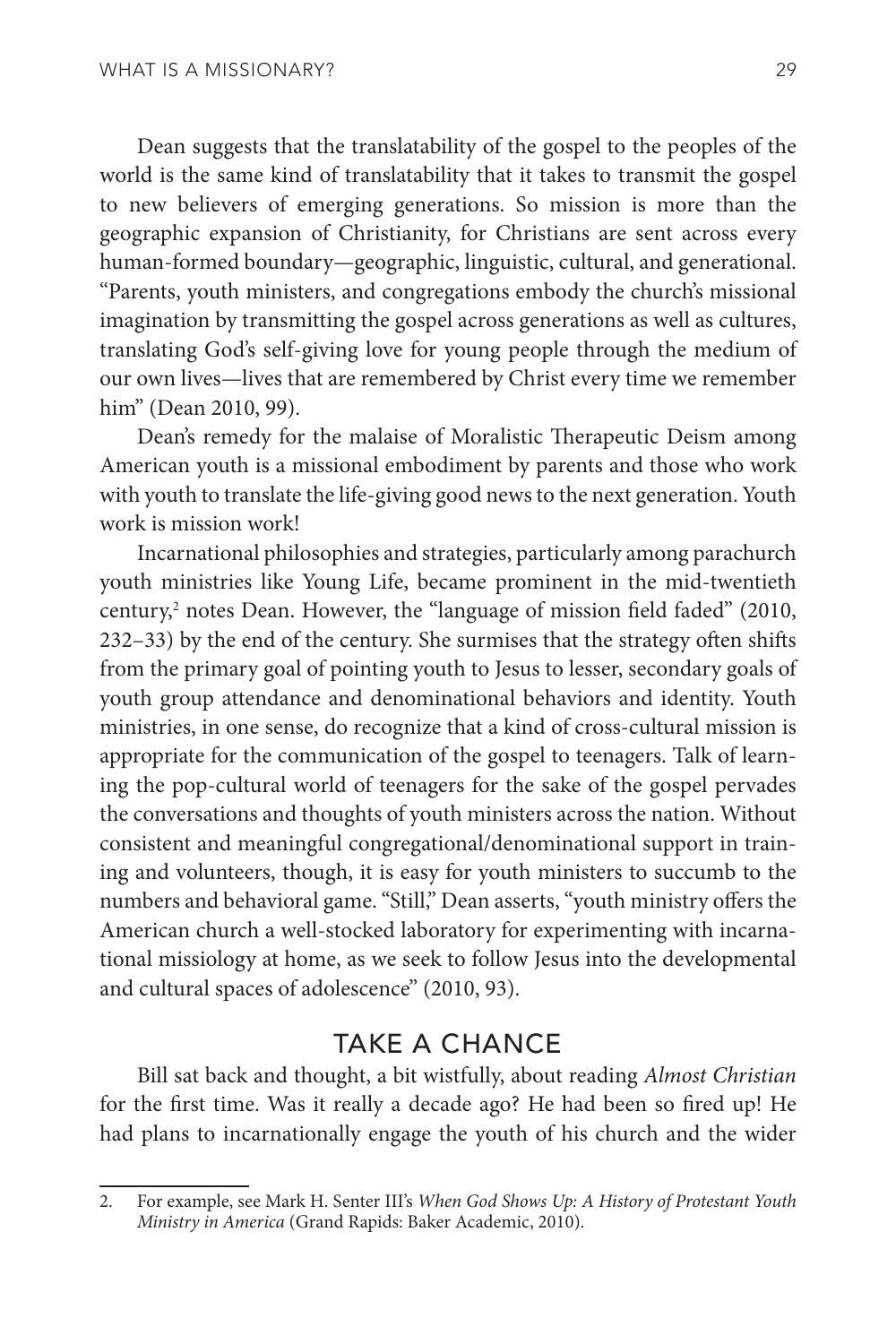Dean suggests that the translatability of the gospel to the peoples of the world is the same kind of translatability that it takes to transmit the gospel to new believers of emerging generations. So mission is more than the geographic expansion of Christianity, for Christians are sent across every human-formed boundary—geographic, linguistic, cultural, and generational. "Parents, youth ministers, and congregations embody the church's missional imagination by transmitting the gospel across generations as well as cultures, translating God's self-giving love for young people through the medium of our own lives—lives that are remembered by Christ every time we remember him" (Dean 2010, 99).

Dean's remedy for the malaise of Moralistic Therapeutic Deism among American youth is a missional embodiment by parents and those who work with youth to translate the life-giving good news to the next generation. Youth work is mission work!

Incarnational philosophies and strategies, particularly among parachurch youth ministries like Young Life, became prominent in the mid-twentieth century,[2] notes Dean. However, the "language of mission field faded" (2010, 232–33) by the end of the century. She surmises that the strategy often shifts from the primary goal of pointing youth to Jesus to lesser, secondary goals of youth group attendance and denominational behaviors and identity. Youth ministries, in one sense, do recognize that a kind of cross-cultural mission is appropriate for the communication of the gospel to teenagers. Talk of learning the pop-cultural world of teenagers for the sake of the gospel pervades the conversations and thoughts of youth ministers across the nation. Without consistent and meaningful congregational/denominational support in training and volunteers, though, it is easy for youth ministers to succumb to the numbers and behavioral game. "Still," Dean asserts, "youth ministry offers the American church a well-stocked laboratory for experimenting with incarnational missiology at home, as we seek to follow Jesus into the developmental and cultural spaces of adolescence" (2010, 93).

## TAKE A CHANCE

Bill sat back and thought, a bit wistfully, about reading *Almost Christian* for the first time. Was it really a decade ago? He had been so fired up! He had plans to incarnationally engage the youth of his church and the wider

2. For example, see Mark H. Senter III's *When God Shows Up: A History of Protestant Youth Ministry in America* (Grand Rapids: Baker Academic, 2010).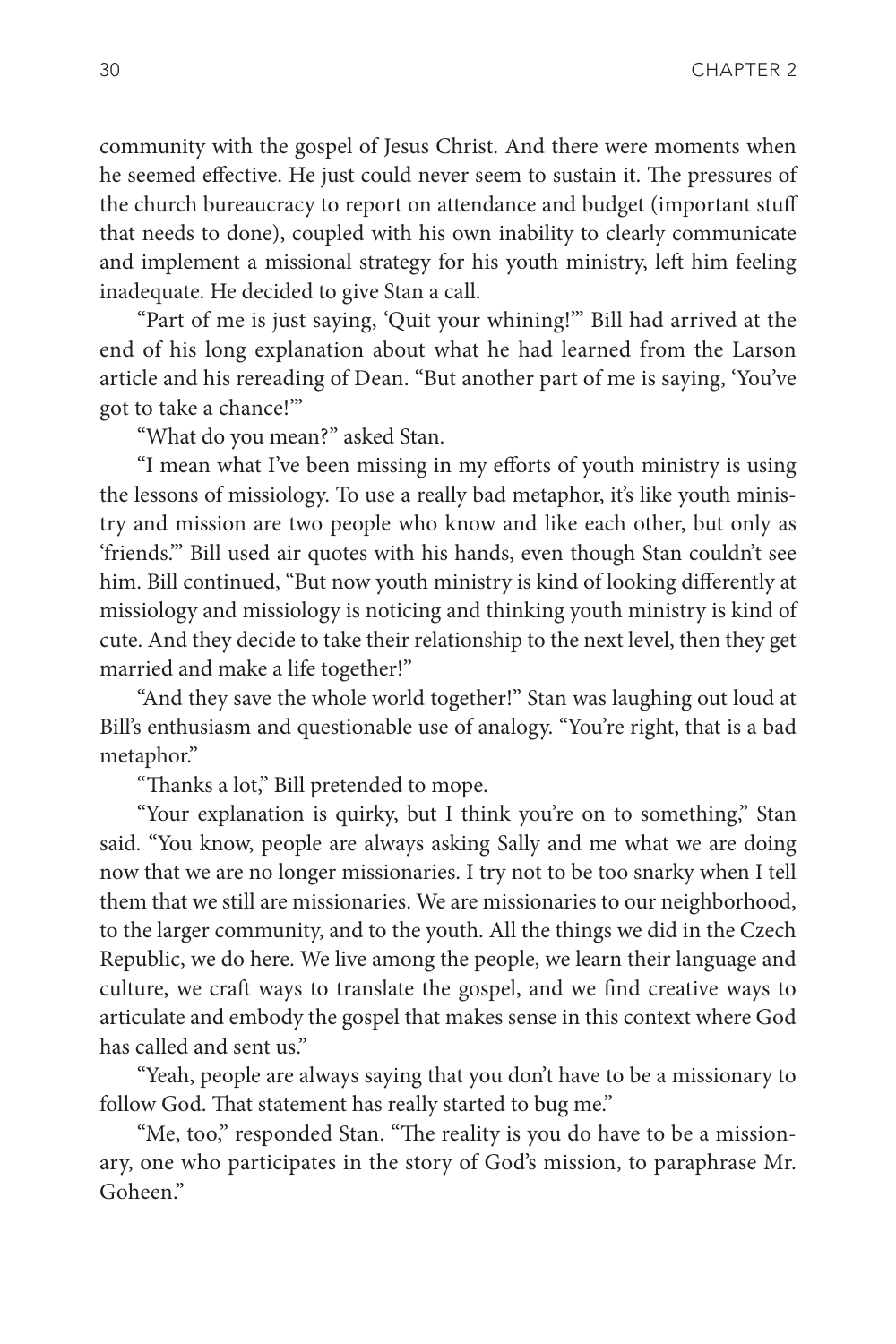community with the gospel of Jesus Christ. And there were moments when he seemed effective. He just could never seem to sustain it. The pressures of the church bureaucracy to report on attendance and budget (important stuff that needs to done), coupled with his own inability to clearly communicate and implement a missional strategy for his youth ministry, left him feeling inadequate. He decided to give Stan a call.

"Part of me is just saying, 'Quit your whining!'" Bill had arrived at the end of his long explanation about what he had learned from the Larson article and his rereading of Dean. "But another part of me is saying, 'You've got to take a chance!'"

"What do you mean?" asked Stan.

"I mean what I've been missing in my efforts of youth ministry is using the lessons of missiology. To use a really bad metaphor, it's like youth ministry and mission are two people who know and like each other, but only as 'friends.'" Bill used air quotes with his hands, even though Stan couldn't see him. Bill continued, "But now youth ministry is kind of looking differently at missiology and missiology is noticing and thinking youth ministry is kind of cute. And they decide to take their relationship to the next level, then they get married and make a life together!"

"And they save the whole world together!" Stan was laughing out loud at Bill's enthusiasm and questionable use of analogy. "You're right, that is a bad metaphor."

"Thanks a lot," Bill pretended to mope.

"Your explanation is quirky, but I think you're on to something," Stan said. "You know, people are always asking Sally and me what we are doing now that we are no longer missionaries. I try not to be too snarky when I tell them that we still are missionaries. We are missionaries to our neighborhood, to the larger community, and to the youth. All the things we did in the Czech Republic, we do here. We live among the people, we learn their language and culture, we craft ways to translate the gospel, and we find creative ways to articulate and embody the gospel that makes sense in this context where God has called and sent us."

"Yeah, people are always saying that you don't have to be a missionary to follow God. That statement has really started to bug me."

"Me, too," responded Stan. "The reality is you do have to be a missionary, one who participates in the story of God's mission, to paraphrase Mr. Goheen."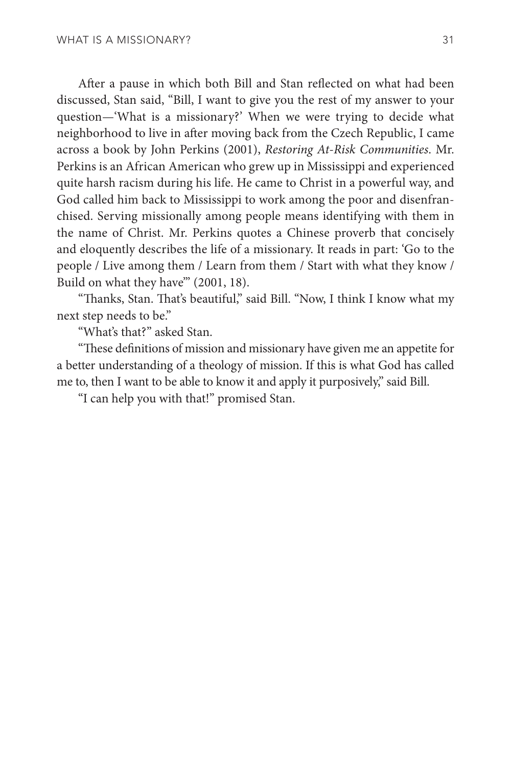After a pause in which both Bill and Stan reflected on what had been discussed, Stan said, "Bill, I want to give you the rest of my answer to your question—'What is a missionary?' When we were trying to decide what neighborhood to live in after moving back from the Czech Republic, I came across a book by John Perkins (2001), *Restoring At-Risk Communities*. Mr. Perkins is an African American who grew up in Mississippi and experienced quite harsh racism during his life. He came to Christ in a powerful way, and God called him back to Mississippi to work among the poor and disenfranchised. Serving missionally among people means identifying with them in the name of Christ. Mr. Perkins quotes a Chinese proverb that concisely and eloquently describes the life of a missionary. It reads in part: 'Go to the people / Live among them / Learn from them / Start with what they know / Build on what they have'" (2001, 18).

"Thanks, Stan. That's beautiful," said Bill. "Now, I think I know what my next step needs to be."

"What's that?" asked Stan.

"These definitions of mission and missionary have given me an appetite for a better understanding of a theology of mission. If this is what God has called me to, then I want to be able to know it and apply it purposively," said Bill.

"I can help you with that!" promised Stan.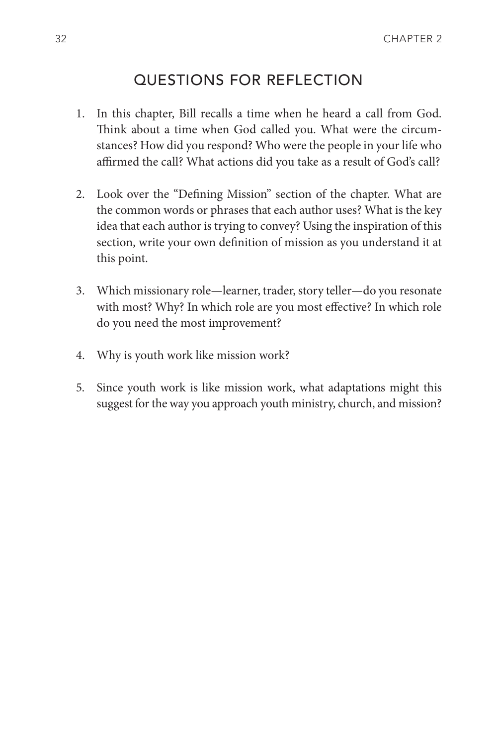## QUESTIONS FOR REFLECTION

1. In this chapter, Bill recalls a time when he heard a call from God. Think about a time when God called you. What were the circumstances? How did you respond? Who were the people in your life who affirmed the call? What actions did you take as a result of God's call?

2. Look over the "Defining Mission" section of the chapter. What are the common words or phrases that each author uses? What is the key idea that each author is trying to convey? Using the inspiration of this section, write your own definition of mission as you understand it at this point.

3. Which missionary role—learner, trader, story teller—do you resonate with most? Why? In which role are you most effective? In which role do you need the most improvement?

4. Why is youth work like mission work?

5. Since youth work is like mission work, what adaptations might this suggest for the way you approach youth ministry, church, and mission?